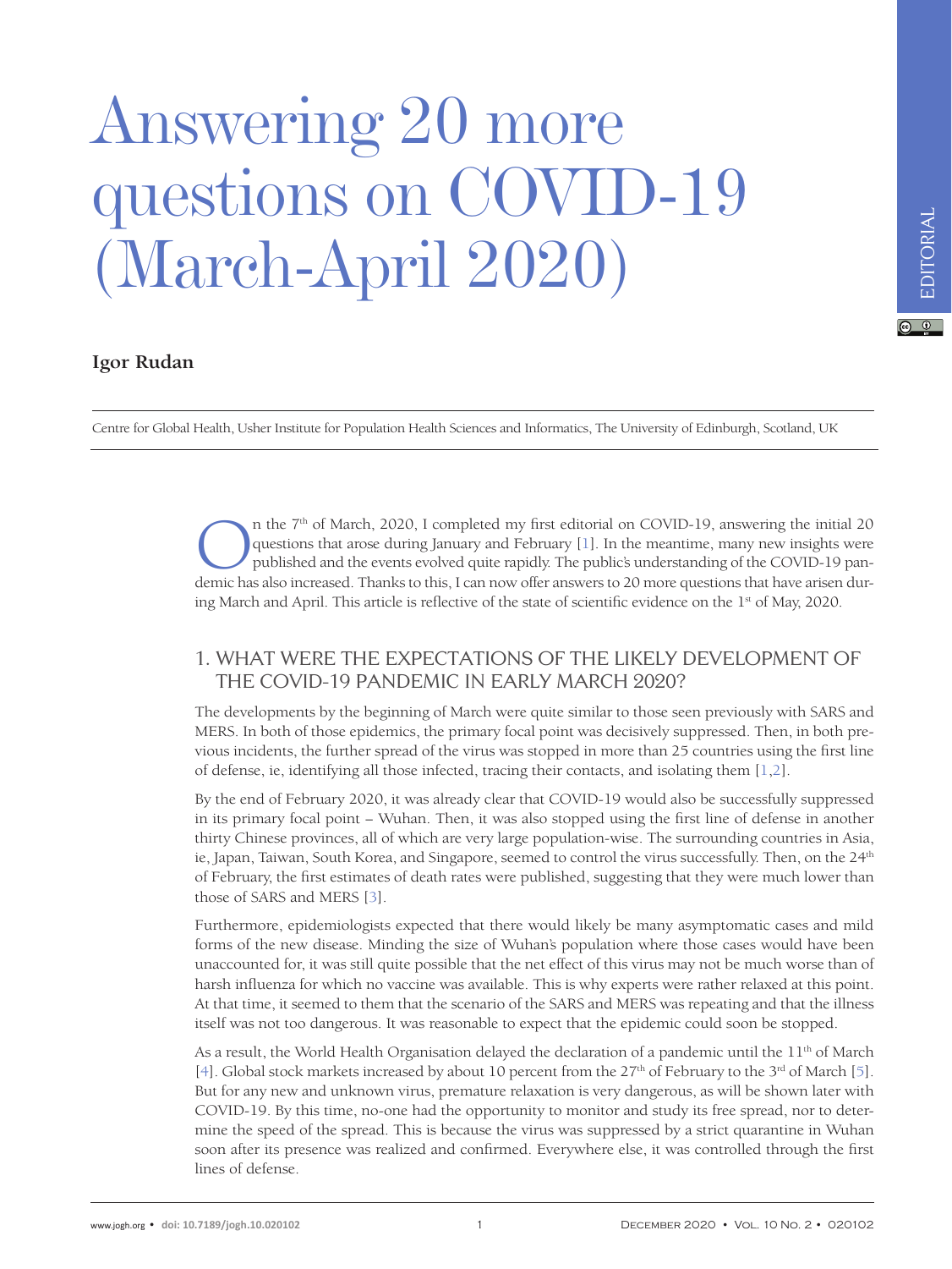# Answering 20 more questions on COVID-19 (March-April 2020)

**Igor Rudan**

Centre for Global Health, Usher Institute for Population Health Sciences and Informatics, The University of Edinburgh, Scotland, UK

EDITORIAL

On the 7th of March, 2020, I completed my first editorial on COVID-19, answering the initial 20 questions that arose during January and February [1]. In the meantime, many new insights were published and the events evolved quite rapidly. The public's understanding of the COVID-19 pandemic has also increased. Thanks to this, I can now offer answers to 20 more questions that have arisen during March and April. This article is reflective of the state of scientific evidence on the 1st of May, 2020.

## 1. WHAT WERE THE EXPECTATIONS OF THE LIKELY DEVELOPMENT OF THE COVID-19 PANDEMIC IN EARLY MARCH 2020?

The developments by the beginning of March were quite similar to those seen previously with SARS and MERS. In both of those epidemics, the primary focal point was decisively suppressed. Then, in both previous incidents, the further spread of the virus was stopped in more than 25 countries using the first line of defense, ie, identifying all those infected, tracing their contacts, and isolating them [1,2].

By the end of February 2020, it was already clear that COVID-19 would also be successfully suppressed in its primary focal point – Wuhan. Then, it was also stopped using the first line of defense in another thirty Chinese provinces, all of which are very large population-wise. The surrounding countries in Asia, ie, Japan, Taiwan, South Korea, and Singapore, seemed to control the virus successfully. Then, on the 24th of February, the first estimates of death rates were published, suggesting that they were much lower than those of SARS and MERS [3].

Furthermore, epidemiologists expected that there would likely be many asymptomatic cases and mild forms of the new disease. Minding the size of Wuhan's population where those cases would have been unaccounted for, it was still quite possible that the net effect of this virus may not be much worse than of harsh influenza for which no vaccine was available. This is why experts were rather relaxed at this point. At that time, it seemed to them that the scenario of the SARS and MERS was repeating and that the illness itself was not too dangerous. It was reasonable to expect that the epidemic could soon be stopped.

As a result, the World Health Organisation delayed the declaration of a pandemic until the 11th of March [4]. Global stock markets increased by about 10 percent from the 27th of February to the 3rd of March [5]. But for any new and unknown virus, premature relaxation is very dangerous, as will be shown later with COVID-19. By this time, no-one had the opportunity to monitor and study its free spread, nor to determine the speed of the spread. This is because the virus was suppressed by a strict quarantine in Wuhan soon after its presence was realized and confirmed. Everywhere else, it was controlled through the first lines of defense.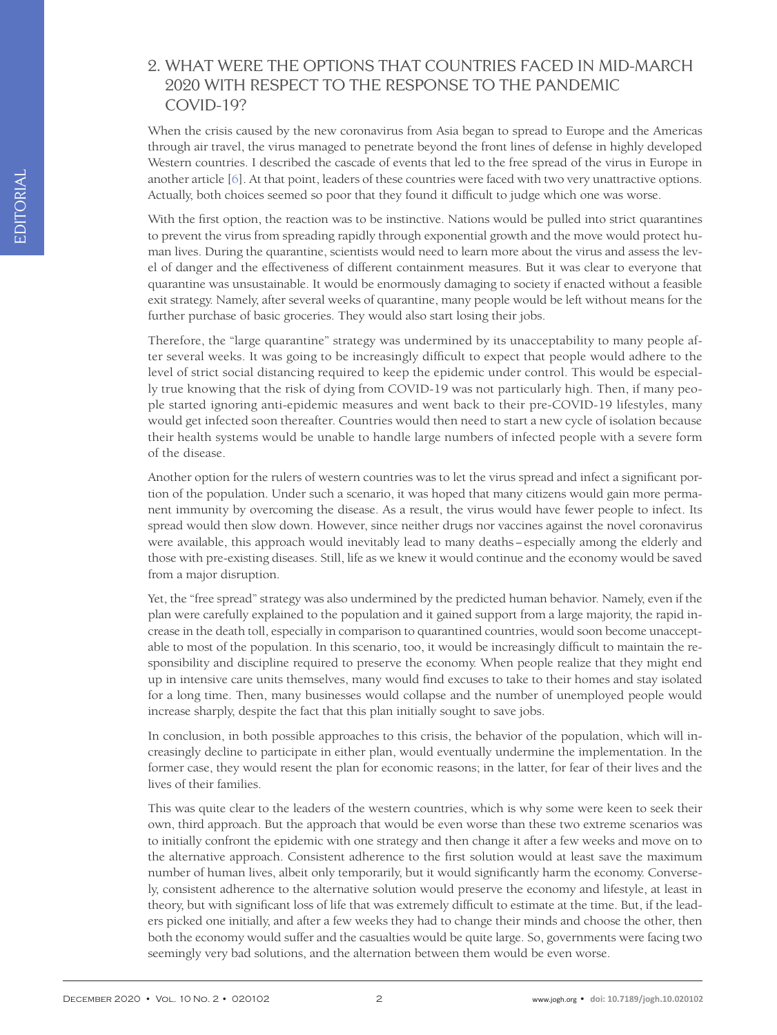## 2. WHAT WERE THE OPTIONS THAT COUNTRIES FACED IN MID-MARCH 2020 WITH RESPECT TO THE RESPONSE TO THE PANDEMIC COVID-19?

When the crisis caused by the new coronavirus from Asia began to spread to Europe and the Americas through air travel, the virus managed to penetrate beyond the front lines of defense in highly developed Western countries. I described the cascade of events that led to the free spread of the virus in Europe in another article [6]. At that point, leaders of these countries were faced with two very unattractive options. Actually, both choices seemed so poor that they found it difficult to judge which one was worse.

With the first option, the reaction was to be instinctive. Nations would be pulled into strict quarantines to prevent the virus from spreading rapidly through exponential growth and the move would protect human lives. During the quarantine, scientists would need to learn more about the virus and assess the level of danger and the effectiveness of different containment measures. But it was clear to everyone that quarantine was unsustainable. It would be enormously damaging to society if enacted without a feasible exit strategy. Namely, after several weeks of quarantine, many people would be left without means for the further purchase of basic groceries. They would also start losing their jobs.

Therefore, the "large quarantine" strategy was undermined by its unacceptability to many people after several weeks. It was going to be increasingly difficult to expect that people would adhere to the level of strict social distancing required to keep the epidemic under control. This would be especially true knowing that the risk of dying from COVID-19 was not particularly high. Then, if many people started ignoring anti-epidemic measures and went back to their pre-COVID-19 lifestyles, many would get infected soon thereafter. Countries would then need to start a new cycle of isolation because their health systems would be unable to handle large numbers of infected people with a severe form of the disease.

Another option for the rulers of western countries was to let the virus spread and infect a significant portion of the population. Under such a scenario, it was hoped that many citizens would gain more permanent immunity by overcoming the disease. As a result, the virus would have fewer people to infect. Its spread would then slow down. However, since neither drugs nor vaccines against the novel coronavirus were available, this approach would inevitably lead to many deaths – especially among the elderly and those with pre-existing diseases. Still, life as we knew it would continue and the economy would be saved from a major disruption.

Yet, the "free spread" strategy was also undermined by the predicted human behavior. Namely, even if the plan were carefully explained to the population and it gained support from a large majority, the rapid increase in the death toll, especially in comparison to quarantined countries, would soon become unacceptable to most of the population. In this scenario, too, it would be increasingly difficult to maintain the responsibility and discipline required to preserve the economy. When people realize that they might end up in intensive care units themselves, many would find excuses to take to their homes and stay isolated for a long time. Then, many businesses would collapse and the number of unemployed people would increase sharply, despite the fact that this plan initially sought to save jobs.

In conclusion, in both possible approaches to this crisis, the behavior of the population, which will increasingly decline to participate in either plan, would eventually undermine the implementation. In the former case, they would resent the plan for economic reasons; in the latter, for fear of their lives and the lives of their families.

This was quite clear to the leaders of the western countries, which is why some were keen to seek their own, third approach. But the approach that would be even worse than these two extreme scenarios was to initially confront the epidemic with one strategy and then change it after a few weeks and move on to the alternative approach. Consistent adherence to the first solution would at least save the maximum number of human lives, albeit only temporarily, but it would significantly harm the economy. Conversely, consistent adherence to the alternative solution would preserve the economy and lifestyle, at least in theory, but with significant loss of life that was extremely difficult to estimate at the time. But, if the leaders picked one initially, and after a few weeks they had to change their minds and choose the other, then both the economy would suffer and the casualties would be quite large. So, governments were facing two seemingly very bad solutions, and the alternation between them would be even worse.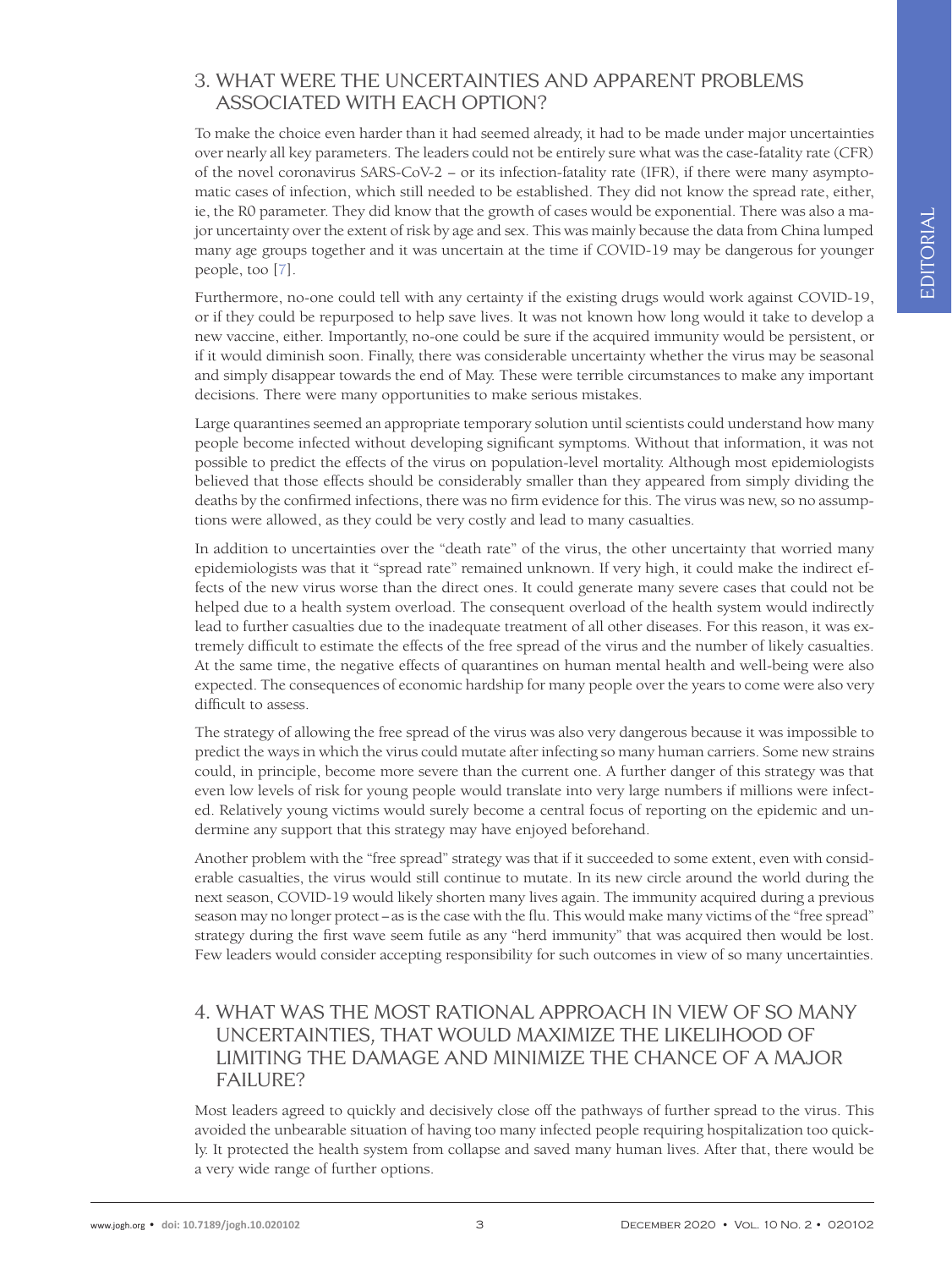## 3. WHAT WERE THE UNCERTAINTIES AND APPARENT PROBLEMS ASSOCIATED WITH EACH OPTION?

To make the choice even harder than it had seemed already, it had to be made under major uncertainties over nearly all key parameters. The leaders could not be entirely sure what was the case-fatality rate (CFR) of the novel coronavirus SARS-CoV-2 – or its infection-fatality rate (IFR), if there were many asymptomatic cases of infection, which still needed to be established. They did not know the spread rate, either, ie, the R0 parameter. They did know that the growth of cases would be exponential. There was also a major uncertainty over the extent of risk by age and sex. This was mainly because the data from China lumped many age groups together and it was uncertain at the time if COVID-19 may be dangerous for younger people, too [7].

Furthermore, no-one could tell with any certainty if the existing drugs would work against COVID-19, or if they could be repurposed to help save lives. It was not known how long would it take to develop a new vaccine, either. Importantly, no-one could be sure if the acquired immunity would be persistent, or if it would diminish soon. Finally, there was considerable uncertainty whether the virus may be seasonal and simply disappear towards the end of May. These were terrible circumstances to make any important decisions. There were many opportunities to make serious mistakes.

Large quarantines seemed an appropriate temporary solution until scientists could understand how many people become infected without developing significant symptoms. Without that information, it was not possible to predict the effects of the virus on population-level mortality. Although most epidemiologists believed that those effects should be considerably smaller than they appeared from simply dividing the deaths by the confirmed infections, there was no firm evidence for this. The virus was new, so no assumptions were allowed, as they could be very costly and lead to many casualties.

In addition to uncertainties over the "death rate" of the virus, the other uncertainty that worried many epidemiologists was that it "spread rate" remained unknown. If very high, it could make the indirect effects of the new virus worse than the direct ones. It could generate many severe cases that could not be helped due to a health system overload. The consequent overload of the health system would indirectly lead to further casualties due to the inadequate treatment of all other diseases. For this reason, it was extremely difficult to estimate the effects of the free spread of the virus and the number of likely casualties. At the same time, the negative effects of quarantines on human mental health and well-being were also expected. The consequences of economic hardship for many people over the years to come were also very difficult to assess.

The strategy of allowing the free spread of the virus was also very dangerous because it was impossible to predict the ways in which the virus could mutate after infecting so many human carriers. Some new strains could, in principle, become more severe than the current one. A further danger of this strategy was that even low levels of risk for young people would translate into very large numbers if millions were infected. Relatively young victims would surely become a central focus of reporting on the epidemic and undermine any support that this strategy may have enjoyed beforehand.

Another problem with the "free spread" strategy was that if it succeeded to some extent, even with considerable casualties, the virus would still continue to mutate. In its new circle around the world during the next season, COVID-19 would likely shorten many lives again. The immunity acquired during a previous season may no longer protect – as is the case with the flu. This would make many victims of the "free spread" strategy during the first wave seem futile as any "herd immunity" that was acquired then would be lost. Few leaders would consider accepting responsibility for such outcomes in view of so many uncertainties.

## 4. WHAT WAS THE MOST RATIONAL APPROACH IN VIEW OF SO MANY UNCERTAINTIES, THAT WOULD MAXIMIZE THE LIKELIHOOD OF LIMITING THE DAMAGE AND MINIMIZE THE CHANCE OF A MAJOR FAILURE?

Most leaders agreed to quickly and decisively close off the pathways of further spread to the virus. This avoided the unbearable situation of having too many infected people requiring hospitalization too quickly. It protected the health system from collapse and saved many human lives. After that, there would be a very wide range of further options.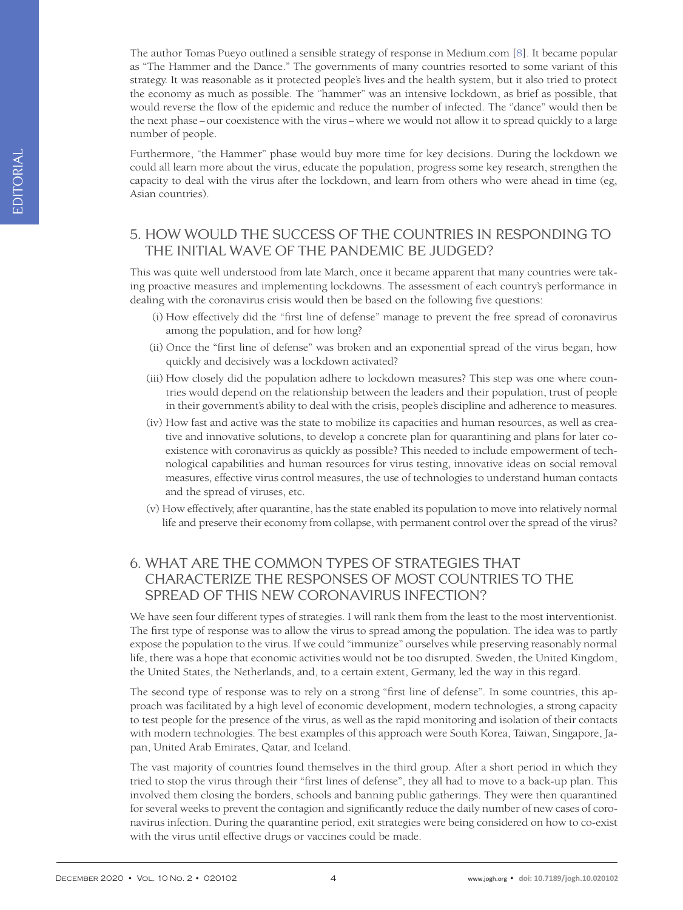The author Tomas Pueyo outlined a sensible strategy of response in Medium.com [8]. It became popular as "The Hammer and the Dance." The governments of many countries resorted to some variant of this strategy. It was reasonable as it protected people's lives and the health system, but it also tried to protect the economy as much as possible. The "hammer" was an intensive lockdown, as brief as possible, that would reverse the flow of the epidemic and reduce the number of infected. The "dance" would then be the next phase – our coexistence with the virus – where we would not allow it to spread quickly to a large number of people.

Furthermore, "the Hammer" phase would buy more time for key decisions. During the lockdown we could all learn more about the virus, educate the population, progress some key research, strengthen the capacity to deal with the virus after the lockdown, and learn from others who were ahead in time (eg, Asian countries).

## 5. HOW WOULD THE SUCCESS OF THE COUNTRIES IN RESPONDING TO THE INITIAL WAVE OF THE PANDEMIC BE JUDGED?

This was quite well understood from late March, once it became apparent that many countries were taking proactive measures and implementing lockdowns. The assessment of each country's performance in dealing with the coronavirus crisis would then be based on the following five questions:

(i) How effectively did the "first line of defense" manage to prevent the free spread of coronavirus among the population, and for how long?

(ii) Once the "first line of defense" was broken and an exponential spread of the virus began, how quickly and decisively was a lockdown activated?

(iii) How closely did the population adhere to lockdown measures? This step was one where countries would depend on the relationship between the leaders and their population, trust of people in their government's ability to deal with the crisis, people's discipline and adherence to measures.

(iv) How fast and active was the state to mobilize its capacities and human resources, as well as creative and innovative solutions, to develop a concrete plan for quarantining and plans for later co-existence with coronavirus as quickly as possible? This needed to include empowerment of technological capabilities and human resources for virus testing, innovative ideas on social removal measures, effective virus control measures, the use of technologies to understand human contacts and the spread of viruses, etc.

(v) How effectively, after quarantine, has the state enabled its population to move into relatively normal life and preserve their economy from collapse, with permanent control over the spread of the virus?

## 6. WHAT ARE THE COMMON TYPES OF STRATEGIES THAT CHARACTERIZE THE RESPONSES OF MOST COUNTRIES TO THE SPREAD OF THIS NEW CORONAVIRUS INFECTION?

We have seen four different types of strategies. I will rank them from the least to the most interventionist. The first type of response was to allow the virus to spread among the population. The idea was to partly expose the population to the virus. If we could "immunize" ourselves while preserving reasonably normal life, there was a hope that economic activities would not be too disrupted. Sweden, the United Kingdom, the United States, the Netherlands, and, to a certain extent, Germany, led the way in this regard.

The second type of response was to rely on a strong "first line of defense". In some countries, this approach was facilitated by a high level of economic development, modern technologies, a strong capacity to test people for the presence of the virus, as well as the rapid monitoring and isolation of their contacts with modern technologies. The best examples of this approach were South Korea, Taiwan, Singapore, Japan, United Arab Emirates, Qatar, and Iceland.

The vast majority of countries found themselves in the third group. After a short period in which they tried to stop the virus through their "first lines of defense", they all had to move to a back-up plan. This involved them closing the borders, schools and banning public gatherings. They were then quarantined for several weeks to prevent the contagion and significantly reduce the daily number of new cases of coronavirus infection. During the quarantine period, exit strategies were being considered on how to co-exist with the virus until effective drugs or vaccines could be made.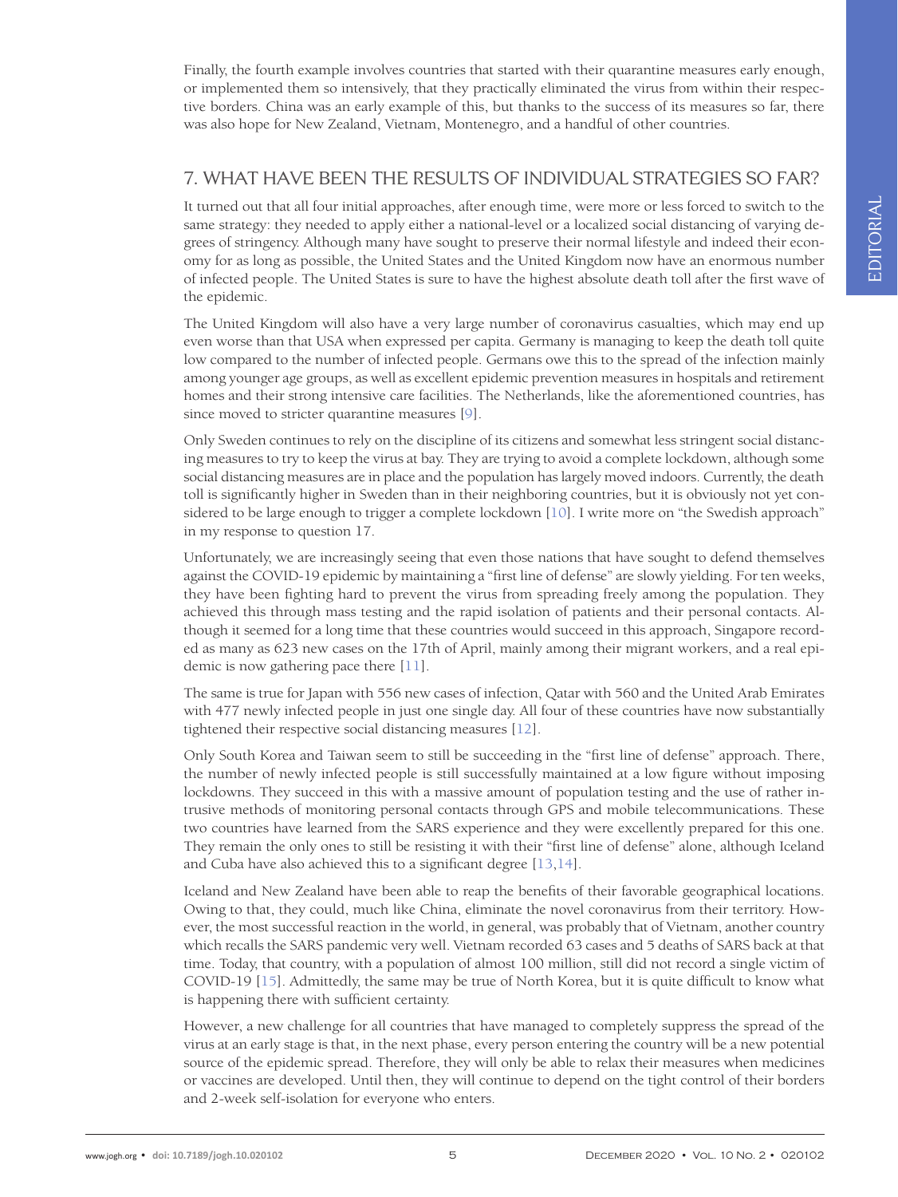Finally, the fourth example involves countries that started with their quarantine measures early enough, or implemented them so intensively, that they practically eliminated the virus from within their respective borders. China was an early example of this, but thanks to the success of its measures so far, there was also hope for New Zealand, Vietnam, Montenegro, and a handful of other countries.

## 7. WHAT HAVE BEEN THE RESULTS OF INDIVIDUAL STRATEGIES SO FAR?

It turned out that all four initial approaches, after enough time, were more or less forced to switch to the same strategy: they needed to apply either a national-level or a localized social distancing of varying degrees of stringency. Although many have sought to preserve their normal lifestyle and indeed their economy for as long as possible, the United States and the United Kingdom now have an enormous number of infected people. The United States is sure to have the highest absolute death toll after the first wave of the epidemic.

The United Kingdom will also have a very large number of coronavirus casualties, which may end up even worse than that USA when expressed per capita. Germany is managing to keep the death toll quite low compared to the number of infected people. Germans owe this to the spread of the infection mainly among younger age groups, as well as excellent epidemic prevention measures in hospitals and retirement homes and their strong intensive care facilities. The Netherlands, like the aforementioned countries, has since moved to stricter quarantine measures [9].

Only Sweden continues to rely on the discipline of its citizens and somewhat less stringent social distancing measures to try to keep the virus at bay. They are trying to avoid a complete lockdown, although some social distancing measures are in place and the population has largely moved indoors. Currently, the death toll is significantly higher in Sweden than in their neighboring countries, but it is obviously not yet considered to be large enough to trigger a complete lockdown [10]. I write more on "the Swedish approach" in my response to question 17.

Unfortunately, we are increasingly seeing that even those nations that have sought to defend themselves against the COVID-19 epidemic by maintaining a "first line of defense" are slowly yielding. For ten weeks, they have been fighting hard to prevent the virus from spreading freely among the population. They achieved this through mass testing and the rapid isolation of patients and their personal contacts. Although it seemed for a long time that these countries would succeed in this approach, Singapore recorded as many as 623 new cases on the 17th of April, mainly among their migrant workers, and a real epidemic is now gathering pace there [11].

The same is true for Japan with 556 new cases of infection, Qatar with 560 and the United Arab Emirates with 477 newly infected people in just one single day. All four of these countries have now substantially tightened their respective social distancing measures [12].

Only South Korea and Taiwan seem to still be succeeding in the "first line of defense" approach. There, the number of newly infected people is still successfully maintained at a low figure without imposing lockdowns. They succeed in this with a massive amount of population testing and the use of rather intrusive methods of monitoring personal contacts through GPS and mobile telecommunications. These two countries have learned from the SARS experience and they were excellently prepared for this one. They remain the only ones to still be resisting it with their "first line of defense" alone, although Iceland and Cuba have also achieved this to a significant degree [13,14].

Iceland and New Zealand have been able to reap the benefits of their favorable geographical locations. Owing to that, they could, much like China, eliminate the novel coronavirus from their territory. However, the most successful reaction in the world, in general, was probably that of Vietnam, another country which recalls the SARS pandemic very well. Vietnam recorded 63 cases and 5 deaths of SARS back at that time. Today, that country, with a population of almost 100 million, still did not record a single victim of COVID-19 [15]. Admittedly, the same may be true of North Korea, but it is quite difficult to know what is happening there with sufficient certainty.

However, a new challenge for all countries that have managed to completely suppress the spread of the virus at an early stage is that, in the next phase, every person entering the country will be a new potential source of the epidemic spread. Therefore, they will only be able to relax their measures when medicines or vaccines are developed. Until then, they will continue to depend on the tight control of their borders and 2-week self-isolation for everyone who enters.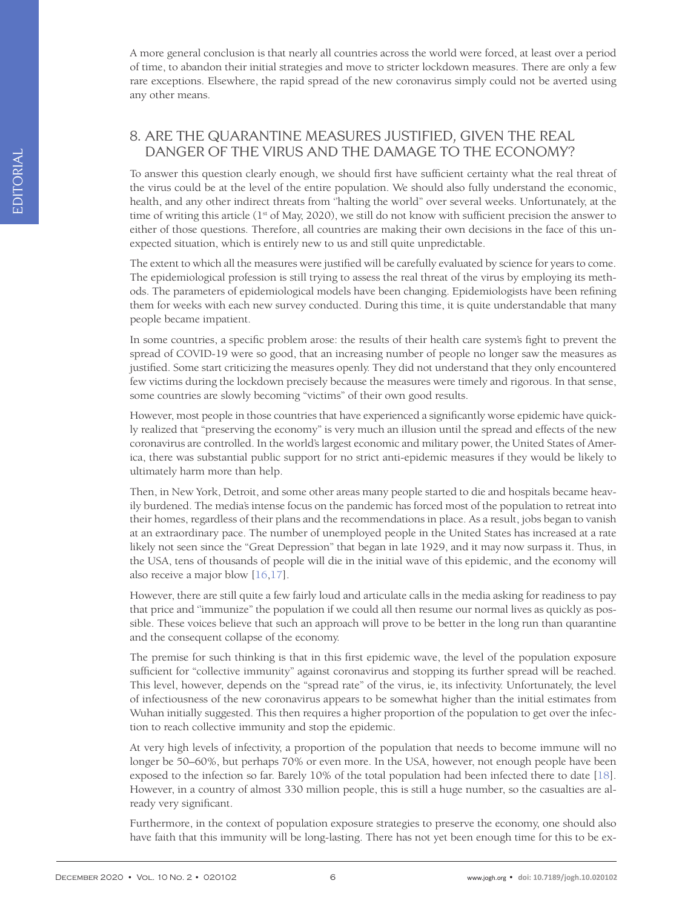A more general conclusion is that nearly all countries across the world were forced, at least over a period of time, to abandon their initial strategies and move to stricter lockdown measures. There are only a few rare exceptions. Elsewhere, the rapid spread of the new coronavirus simply could not be averted using any other means.

## 8. ARE THE QUARANTINE MEASURES JUSTIFIED, GIVEN THE REAL DANGER OF THE VIRUS AND THE DAMAGE TO THE ECONOMY?

To answer this question clearly enough, we should first have sufficient certainty what the real threat of the virus could be at the level of the entire population. We should also fully understand the economic, health, and any other indirect threats from "halting the world" over several weeks. Unfortunately, at the time of writing this article (1st of May, 2020), we still do not know with sufficient precision the answer to either of those questions. Therefore, all countries are making their own decisions in the face of this unexpected situation, which is entirely new to us and still quite unpredictable.

The extent to which all the measures were justified will be carefully evaluated by science for years to come. The epidemiological profession is still trying to assess the real threat of the virus by employing its methods. The parameters of epidemiological models have been changing. Epidemiologists have been refining them for weeks with each new survey conducted. During this time, it is quite understandable that many people became impatient.

In some countries, a specific problem arose: the results of their health care system's fight to prevent the spread of COVID-19 were so good, that an increasing number of people no longer saw the measures as justified. Some start criticizing the measures openly. They did not understand that they only encountered few victims during the lockdown precisely because the measures were timely and rigorous. In that sense, some countries are slowly becoming "victims" of their own good results.

However, most people in those countries that have experienced a significantly worse epidemic have quickly realized that "preserving the economy" is very much an illusion until the spread and effects of the new coronavirus are controlled. In the world's largest economic and military power, the United States of America, there was substantial public support for no strict anti-epidemic measures if they would be likely to ultimately harm more than help.

Then, in New York, Detroit, and some other areas many people started to die and hospitals became heavily burdened. The media's intense focus on the pandemic has forced most of the population to retreat into their homes, regardless of their plans and the recommendations in place. As a result, jobs began to vanish at an extraordinary pace. The number of unemployed people in the United States has increased at a rate likely not seen since the "Great Depression" that began in late 1929, and it may now surpass it. Thus, in the USA, tens of thousands of people will die in the initial wave of this epidemic, and the economy will also receive a major blow [16,17].

However, there are still quite a few fairly loud and articulate calls in the media asking for readiness to pay that price and "immunize" the population if we could all then resume our normal lives as quickly as possible. These voices believe that such an approach will prove to be better in the long run than quarantine and the consequent collapse of the economy.

The premise for such thinking is that in this first epidemic wave, the level of the population exposure sufficient for "collective immunity" against coronavirus and stopping its further spread will be reached. This level, however, depends on the "spread rate" of the virus, ie, its infectivity. Unfortunately, the level of infectiousness of the new coronavirus appears to be somewhat higher than the initial estimates from Wuhan initially suggested. This then requires a higher proportion of the population to get over the infection to reach collective immunity and stop the epidemic.

At very high levels of infectivity, a proportion of the population that needs to become immune will no longer be 50–60%, but perhaps 70% or even more. In the USA, however, not enough people have been exposed to the infection so far. Barely 10% of the total population had been infected there to date [18]. However, in a country of almost 330 million people, this is still a huge number, so the casualties are already very significant.

Furthermore, in the context of population exposure strategies to preserve the economy, one should also have faith that this immunity will be long-lasting. There has not yet been enough time for this to be ex-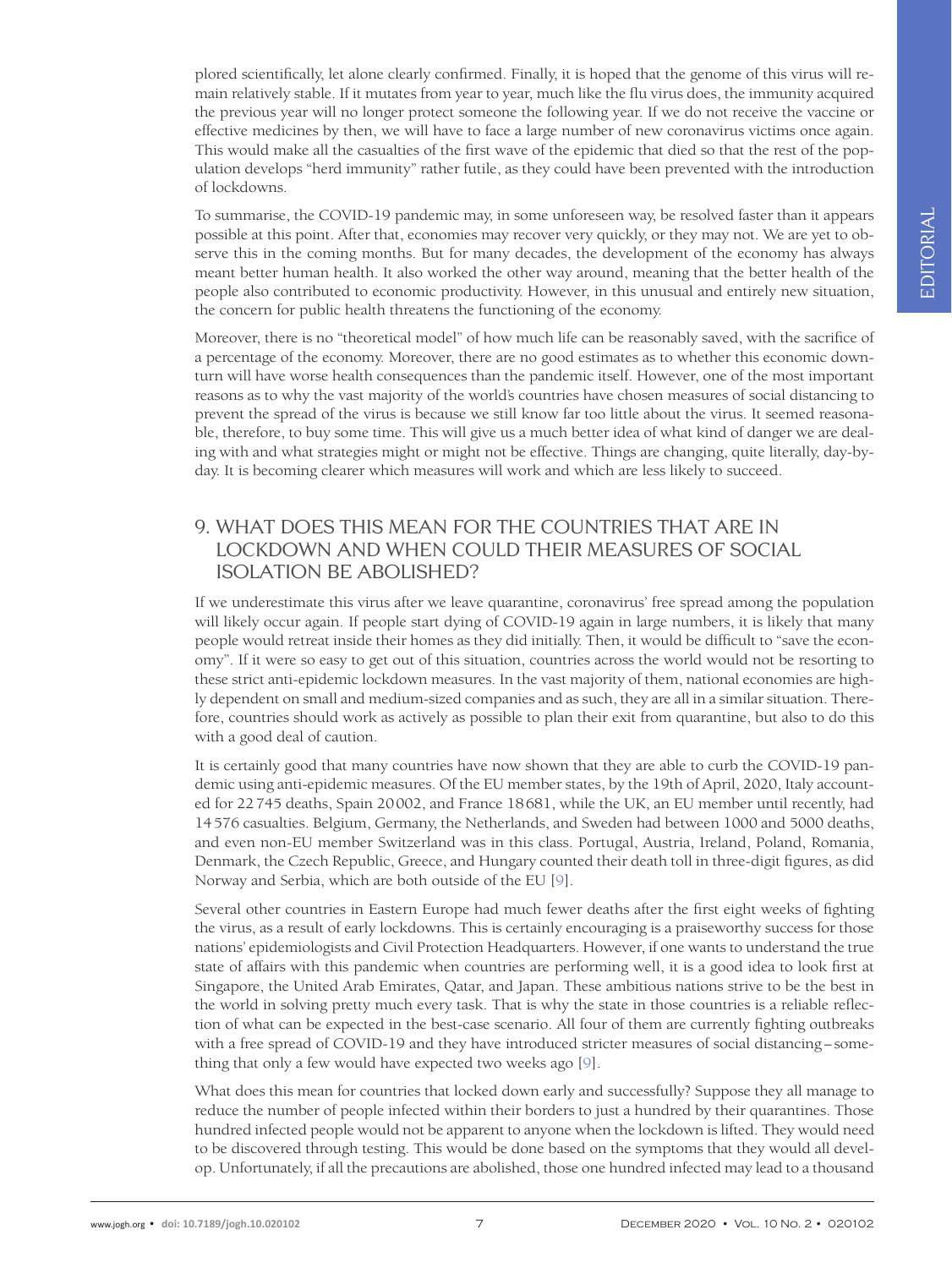plored scientifically, let alone clearly confirmed. Finally, it is hoped that the genome of this virus will remain relatively stable. If it mutates from year to year, much like the flu virus does, the immunity acquired the previous year will no longer protect someone the following year. If we do not receive the vaccine or effective medicines by then, we will have to face a large number of new coronavirus victims once again. This would make all the casualties of the first wave of the epidemic that died so that the rest of the population develops "herd immunity" rather futile, as they could have been prevented with the introduction of lockdowns.

To summarise, the COVID-19 pandemic may, in some unforeseen way, be resolved faster than it appears possible at this point. After that, economies may recover very quickly, or they may not. We are yet to observe this in the coming months. But for many decades, the development of the economy has always meant better human health. It also worked the other way around, meaning that the better health of the people also contributed to economic productivity. However, in this unusual and entirely new situation, the concern for public health threatens the functioning of the economy.

Moreover, there is no "theoretical model" of how much life can be reasonably saved, with the sacrifice of a percentage of the economy. Moreover, there are no good estimates as to whether this economic downturn will have worse health consequences than the pandemic itself. However, one of the most important reasons as to why the vast majority of the world's countries have chosen measures of social distancing to prevent the spread of the virus is because we still know far too little about the virus. It seemed reasonable, therefore, to buy some time. This will give us a much better idea of what kind of danger we are dealing with and what strategies might or might not be effective. Things are changing, quite literally, day-by-day. It is becoming clearer which measures will work and which are less likely to succeed.

## 9. WHAT DOES THIS MEAN FOR THE COUNTRIES THAT ARE IN LOCKDOWN AND WHEN COULD THEIR MEASURES OF SOCIAL ISOLATION BE ABOLISHED?

If we underestimate this virus after we leave quarantine, coronavirus' free spread among the population will likely occur again. If people start dying of COVID-19 again in large numbers, it is likely that many people would retreat inside their homes as they did initially. Then, it would be difficult to "save the economy". If it were so easy to get out of this situation, countries across the world would not be resorting to these strict anti-epidemic lockdown measures. In the vast majority of them, national economies are highly dependent on small and medium-sized companies and as such, they are all in a similar situation. Therefore, countries should work as actively as possible to plan their exit from quarantine, but also to do this with a good deal of caution.

It is certainly good that many countries have now shown that they are able to curb the COVID-19 pandemic using anti-epidemic measures. Of the EU member states, by the 19th of April, 2020, Italy accounted for 22745 deaths, Spain 20002, and France 18681, while the UK, an EU member until recently, had 14576 casualties. Belgium, Germany, the Netherlands, and Sweden had between 1000 and 5000 deaths, and even non-EU member Switzerland was in this class. Portugal, Austria, Ireland, Poland, Romania, Denmark, the Czech Republic, Greece, and Hungary counted their death toll in three-digit figures, as did Norway and Serbia, which are both outside of the EU [9].

Several other countries in Eastern Europe had much fewer deaths after the first eight weeks of fighting the virus, as a result of early lockdowns. This is certainly encouraging is a praiseworthy success for those nations' epidemiologists and Civil Protection Headquarters. However, if one wants to understand the true state of affairs with this pandemic when countries are performing well, it is a good idea to look first at Singapore, the United Arab Emirates, Qatar, and Japan. These ambitious nations strive to be the best in the world in solving pretty much every task. That is why the state in those countries is a reliable reflection of what can be expected in the best-case scenario. All four of them are currently fighting outbreaks with a free spread of COVID-19 and they have introduced stricter measures of social distancing – something that only a few would have expected two weeks ago [9].

What does this mean for countries that locked down early and successfully? Suppose they all manage to reduce the number of people infected within their borders to just a hundred by their quarantines. Those hundred infected people would not be apparent to anyone when the lockdown is lifted. They would need to be discovered through testing. This would be done based on the symptoms that they would all develop. Unfortunately, if all the precautions are abolished, those one hundred infected may lead to a thousand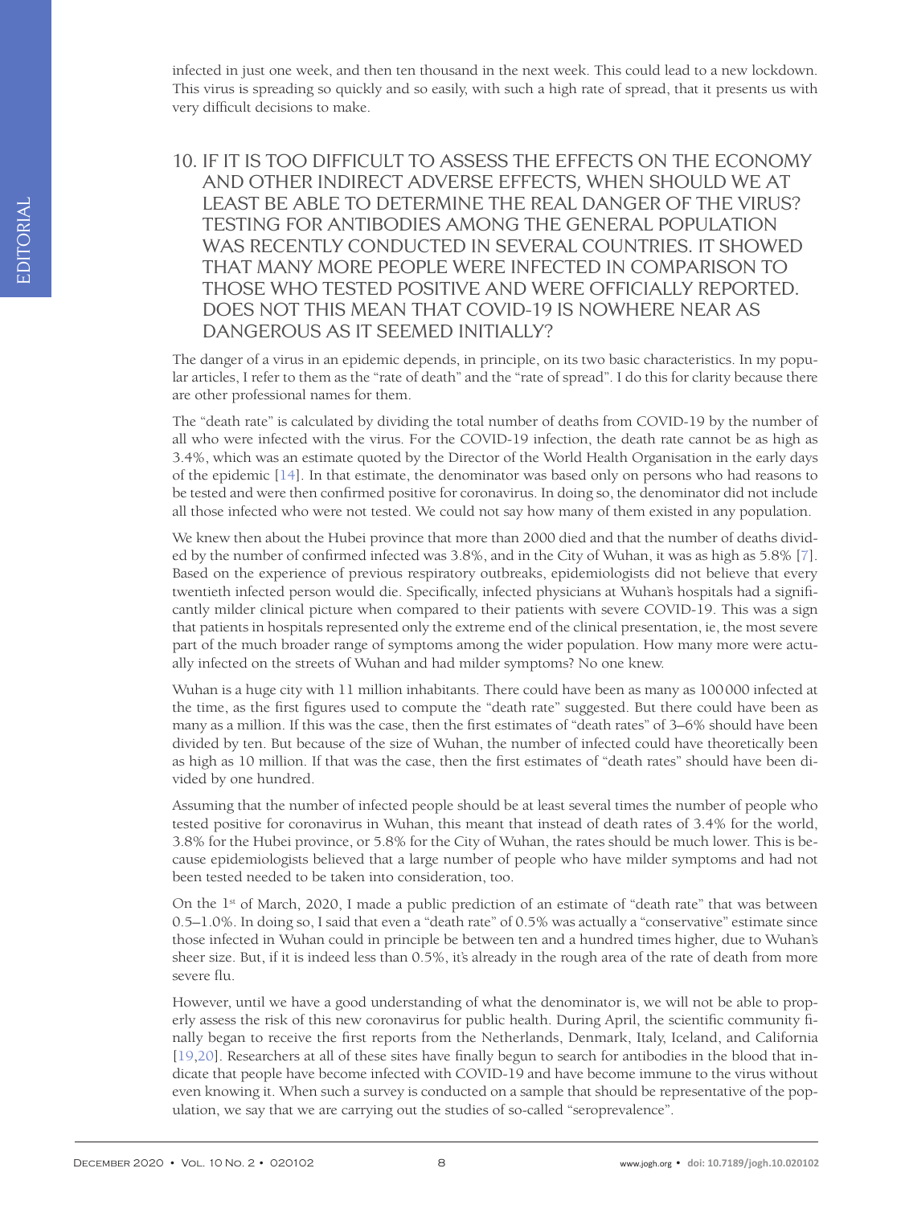infected in just one week, and then ten thousand in the next week. This could lead to a new lockdown. This virus is spreading so quickly and so easily, with such a high rate of spread, that it presents us with very difficult decisions to make.

## 10. IF IT IS TOO DIFFICULT TO ASSESS THE EFFECTS ON THE ECONOMY AND OTHER INDIRECT ADVERSE EFFECTS, WHEN SHOULD WE AT LEAST BE ABLE TO DETERMINE THE REAL DANGER OF THE VIRUS? TESTING FOR ANTIBODIES AMONG THE GENERAL POPULATION WAS RECENTLY CONDUCTED IN SEVERAL COUNTRIES. IT SHOWED THAT MANY MORE PEOPLE WERE INFECTED IN COMPARISON TO THOSE WHO TESTED POSITIVE AND WERE OFFICIALLY REPORTED. DOES NOT THIS MEAN THAT COVID-19 IS NOWHERE NEAR AS DANGEROUS AS IT SEEMED INITIALLY?

The danger of a virus in an epidemic depends, in principle, on its two basic characteristics. In my popular articles, I refer to them as the "rate of death" and the "rate of spread". I do this for clarity because there are other professional names for them.

The "death rate" is calculated by dividing the total number of deaths from COVID-19 by the number of all who were infected with the virus. For the COVID-19 infection, the death rate cannot be as high as 3.4%, which was an estimate quoted by the Director of the World Health Organisation in the early days of the epidemic [14]. In that estimate, the denominator was based only on persons who had reasons to be tested and were then confirmed positive for coronavirus. In doing so, the denominator did not include all those infected who were not tested. We could not say how many of them existed in any population.

We knew then about the Hubei province that more than 2000 died and that the number of deaths divided by the number of confirmed infected was 3.8%, and in the City of Wuhan, it was as high as 5.8% [7]. Based on the experience of previous respiratory outbreaks, epidemiologists did not believe that every twentieth infected person would die. Specifically, infected physicians at Wuhan's hospitals had a significantly milder clinical picture when compared to their patients with severe COVID-19. This was a sign that patients in hospitals represented only the extreme end of the clinical presentation, ie, the most severe part of the much broader range of symptoms among the wider population. How many more were actually infected on the streets of Wuhan and had milder symptoms? No one knew.

Wuhan is a huge city with 11 million inhabitants. There could have been as many as 100 000 infected at the time, as the first figures used to compute the "death rate" suggested. But there could have been as many as a million. If this was the case, then the first estimates of "death rates" of 3–6% should have been divided by ten. But because of the size of Wuhan, the number of infected could have theoretically been as high as 10 million. If that was the case, then the first estimates of "death rates" should have been divided by one hundred.

Assuming that the number of infected people should be at least several times the number of people who tested positive for coronavirus in Wuhan, this meant that instead of death rates of 3.4% for the world, 3.8% for the Hubei province, or 5.8% for the City of Wuhan, the rates should be much lower. This is because epidemiologists believed that a large number of people who have milder symptoms and had not been tested needed to be taken into consideration, too.

On the 1st of March, 2020, I made a public prediction of an estimate of "death rate" that was between 0.5–1.0%. In doing so, I said that even a "death rate" of 0.5% was actually a "conservative" estimate since those infected in Wuhan could in principle be between ten and a hundred times higher, due to Wuhan's sheer size. But, if it is indeed less than 0.5%, it's already in the rough area of the rate of death from more severe flu.

However, until we have a good understanding of what the denominator is, we will not be able to properly assess the risk of this new coronavirus for public health. During April, the scientific community finally began to receive the first reports from the Netherlands, Denmark, Italy, Iceland, and California [19,20]. Researchers at all of these sites have finally begun to search for antibodies in the blood that indicate that people have become infected with COVID-19 and have become immune to the virus without even knowing it. When such a survey is conducted on a sample that should be representative of the population, we say that we are carrying out the studies of so-called "seroprevalence".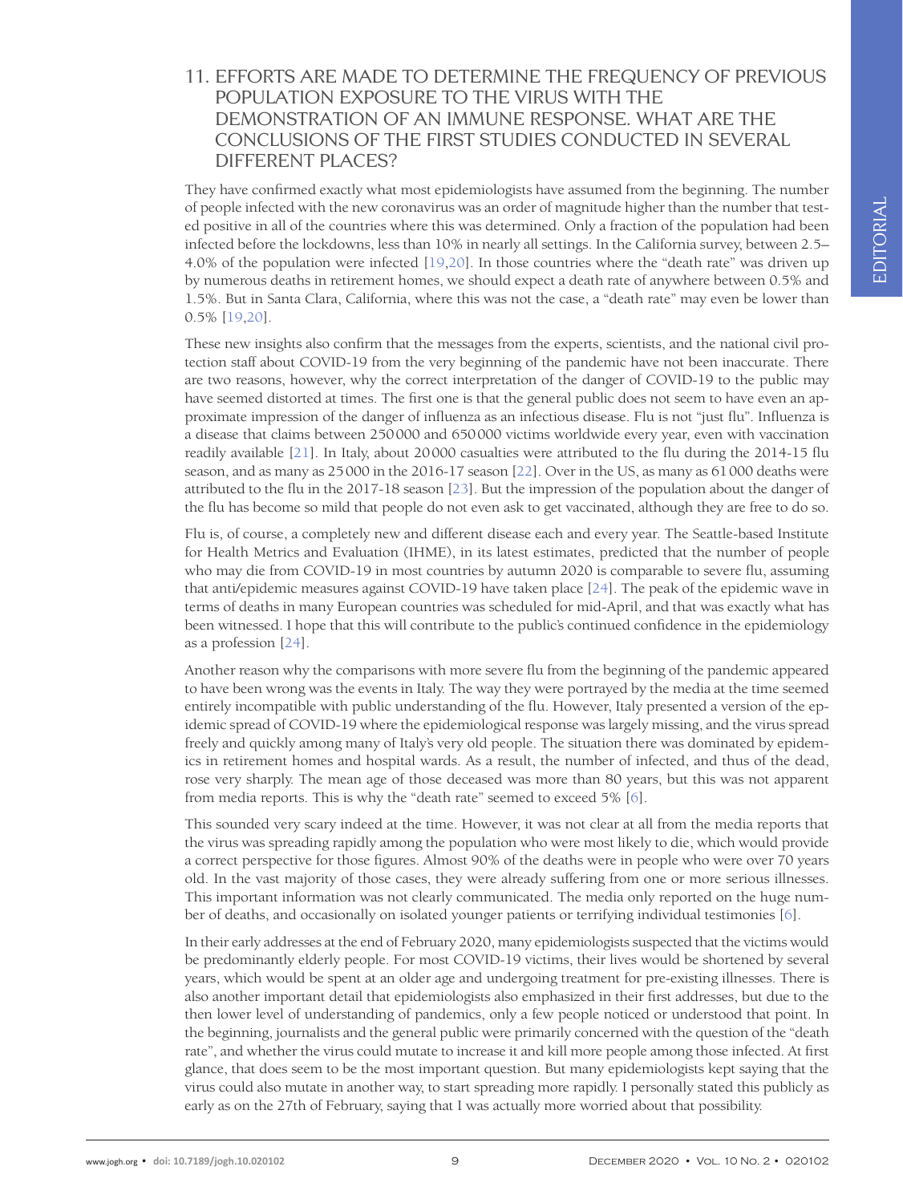## 11. EFFORTS ARE MADE TO DETERMINE THE FREQUENCY OF PREVIOUS POPULATION EXPOSURE TO THE VIRUS WITH THE DEMONSTRATION OF AN IMMUNE RESPONSE. WHAT ARE THE CONCLUSIONS OF THE FIRST STUDIES CONDUCTED IN SEVERAL DIFFERENT PLACES?

They have confirmed exactly what most epidemiologists have assumed from the beginning. The number of people infected with the new coronavirus was an order of magnitude higher than the number that tested positive in all of the countries where this was determined. Only a fraction of the population had been infected before the lockdowns, less than 10% in nearly all settings. In the California survey, between 2.5–4.0% of the population were infected [19,20]. In those countries where the "death rate" was driven up by numerous deaths in retirement homes, we should expect a death rate of anywhere between 0.5% and 1.5%. But in Santa Clara, California, where this was not the case, a "death rate" may even be lower than 0.5% [19,20].

These new insights also confirm that the messages from the experts, scientists, and the national civil protection staff about COVID-19 from the very beginning of the pandemic have not been inaccurate. There are two reasons, however, why the correct interpretation of the danger of COVID-19 to the public may have seemed distorted at times. The first one is that the general public does not seem to have even an approximate impression of the danger of influenza as an infectious disease. Flu is not "just flu". Influenza is a disease that claims between 250 000 and 650 000 victims worldwide every year, even with vaccination readily available [21]. In Italy, about 20 000 casualties were attributed to the flu during the 2014-15 flu season, and as many as 25 000 in the 2016-17 season [22]. Over in the US, as many as 61 000 deaths were attributed to the flu in the 2017-18 season [23]. But the impression of the population about the danger of the flu has become so mild that people do not even ask to get vaccinated, although they are free to do so.

Flu is, of course, a completely new and different disease each and every year. The Seattle-based Institute for Health Metrics and Evaluation (IHME), in its latest estimates, predicted that the number of people who may die from COVID-19 in most countries by autumn 2020 is comparable to severe flu, assuming that anti/epidemic measures against COVID-19 have taken place [24]. The peak of the epidemic wave in terms of deaths in many European countries was scheduled for mid-April, and that was exactly what has been witnessed. I hope that this will contribute to the public's continued confidence in the epidemiology as a profession [24].

Another reason why the comparisons with more severe flu from the beginning of the pandemic appeared to have been wrong was the events in Italy. The way they were portrayed by the media at the time seemed entirely incompatible with public understanding of the flu. However, Italy presented a version of the epidemic spread of COVID-19 where the epidemiological response was largely missing, and the virus spread freely and quickly among many of Italy's very old people. The situation there was dominated by epidemics in retirement homes and hospital wards. As a result, the number of infected, and thus of the dead, rose very sharply. The mean age of those deceased was more than 80 years, but this was not apparent from media reports. This is why the "death rate" seemed to exceed 5% [6].

This sounded very scary indeed at the time. However, it was not clear at all from the media reports that the virus was spreading rapidly among the population who were most likely to die, which would provide a correct perspective for those figures. Almost 90% of the deaths were in people who were over 70 years old. In the vast majority of those cases, they were already suffering from one or more serious illnesses. This important information was not clearly communicated. The media only reported on the huge number of deaths, and occasionally on isolated younger patients or terrifying individual testimonies [6].

In their early addresses at the end of February 2020, many epidemiologists suspected that the victims would be predominantly elderly people. For most COVID-19 victims, their lives would be shortened by several years, which would be spent at an older age and undergoing treatment for pre-existing illnesses. There is also another important detail that epidemiologists also emphasized in their first addresses, but due to the then lower level of understanding of pandemics, only a few people noticed or understood that point. In the beginning, journalists and the general public were primarily concerned with the question of the "death rate", and whether the virus could mutate to increase it and kill more people among those infected. At first glance, that does seem to be the most important question. But many epidemiologists kept saying that the virus could also mutate in another way, to start spreading more rapidly. I personally stated this publicly as early as on the 27th of February, saying that I was actually more worried about that possibility.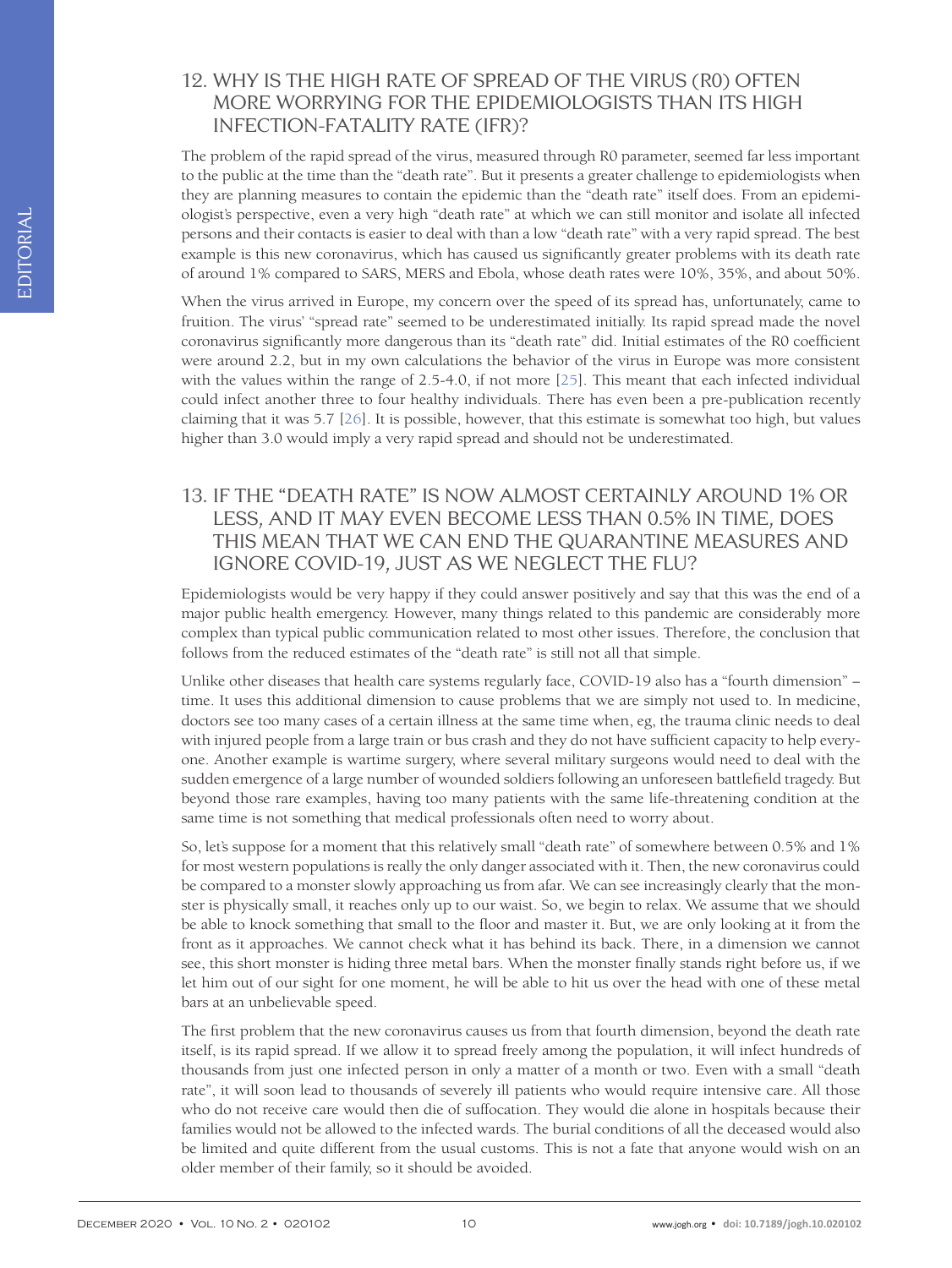## 12. WHY IS THE HIGH RATE OF SPREAD OF THE VIRUS (R0) OFTEN MORE WORRYING FOR THE EPIDEMIOLOGISTS THAN ITS HIGH INFECTION-FATALITY RATE (IFR)?

The problem of the rapid spread of the virus, measured through R0 parameter, seemed far less important to the public at the time than the "death rate". But it presents a greater challenge to epidemiologists when they are planning measures to contain the epidemic than the "death rate" itself does. From an epidemiologist's perspective, even a very high "death rate" at which we can still monitor and isolate all infected persons and their contacts is easier to deal with than a low "death rate" with a very rapid spread. The best example is this new coronavirus, which has caused us significantly greater problems with its death rate of around 1% compared to SARS, MERS and Ebola, whose death rates were 10%, 35%, and about 50%.

When the virus arrived in Europe, my concern over the speed of its spread has, unfortunately, came to fruition. The virus' "spread rate" seemed to be underestimated initially. Its rapid spread made the novel coronavirus significantly more dangerous than its "death rate" did. Initial estimates of the R0 coefficient were around 2.2, but in my own calculations the behavior of the virus in Europe was more consistent with the values within the range of 2.5-4.0, if not more [25]. This meant that each infected individual could infect another three to four healthy individuals. There has even been a pre-publication recently claiming that it was 5.7 [26]. It is possible, however, that this estimate is somewhat too high, but values higher than 3.0 would imply a very rapid spread and should not be underestimated.

## 13. IF THE "DEATH RATE" IS NOW ALMOST CERTAINLY AROUND 1% OR LESS, AND IT MAY EVEN BECOME LESS THAN 0.5% IN TIME, DOES THIS MEAN THAT WE CAN END THE QUARANTINE MEASURES AND IGNORE COVID-19, JUST AS WE NEGLECT THE FLU?

Epidemiologists would be very happy if they could answer positively and say that this was the end of a major public health emergency. However, many things related to this pandemic are considerably more complex than typical public communication related to most other issues. Therefore, the conclusion that follows from the reduced estimates of the "death rate" is still not all that simple.

Unlike other diseases that health care systems regularly face, COVID-19 also has a "fourth dimension" – time. It uses this additional dimension to cause problems that we are simply not used to. In medicine, doctors see too many cases of a certain illness at the same time when, eg, the trauma clinic needs to deal with injured people from a large train or bus crash and they do not have sufficient capacity to help everyone. Another example is wartime surgery, where several military surgeons would need to deal with the sudden emergence of a large number of wounded soldiers following an unforeseen battlefield tragedy. But beyond those rare examples, having too many patients with the same life-threatening condition at the same time is not something that medical professionals often need to worry about.

So, let's suppose for a moment that this relatively small "death rate" of somewhere between 0.5% and 1% for most western populations is really the only danger associated with it. Then, the new coronavirus could be compared to a monster slowly approaching us from afar. We can see increasingly clearly that the monster is physically small, it reaches only up to our waist. So, we begin to relax. We assume that we should be able to knock something that small to the floor and master it. But, we are only looking at it from the front as it approaches. We cannot check what it has behind its back. There, in a dimension we cannot see, this short monster is hiding three metal bars. When the monster finally stands right before us, if we let him out of our sight for one moment, he will be able to hit us over the head with one of these metal bars at an unbelievable speed.

The first problem that the new coronavirus causes us from that fourth dimension, beyond the death rate itself, is its rapid spread. If we allow it to spread freely among the population, it will infect hundreds of thousands from just one infected person in only a matter of a month or two. Even with a small "death rate", it will soon lead to thousands of severely ill patients who would require intensive care. All those who do not receive care would then die of suffocation. They would die alone in hospitals because their families would not be allowed to the infected wards. The burial conditions of all the deceased would also be limited and quite different from the usual customs. This is not a fate that anyone would wish on an older member of their family, so it should be avoided.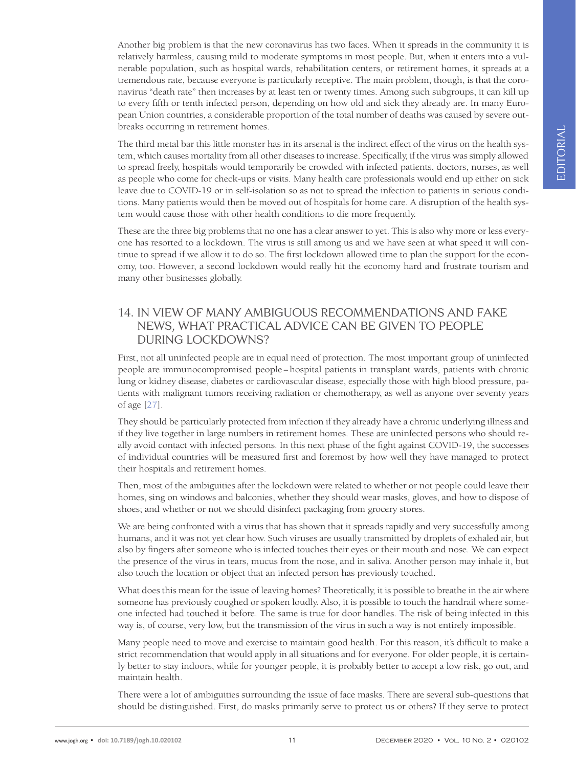Another big problem is that the new coronavirus has two faces. When it spreads in the community it is relatively harmless, causing mild to moderate symptoms in most people. But, when it enters into a vulnerable population, such as hospital wards, rehabilitation centers, or retirement homes, it spreads at a tremendous rate, because everyone is particularly receptive. The main problem, though, is that the coronavirus "death rate" then increases by at least ten or twenty times. Among such subgroups, it can kill up to every fifth or tenth infected person, depending on how old and sick they already are. In many European Union countries, a considerable proportion of the total number of deaths was caused by severe outbreaks occurring in retirement homes.

The third metal bar this little monster has in its arsenal is the indirect effect of the virus on the health system, which causes mortality from all other diseases to increase. Specifically, if the virus was simply allowed to spread freely, hospitals would temporarily be crowded with infected patients, doctors, nurses, as well as people who come for check-ups or visits. Many health care professionals would end up either on sick leave due to COVID-19 or in self-isolation so as not to spread the infection to patients in serious conditions. Many patients would then be moved out of hospitals for home care. A disruption of the health system would cause those with other health conditions to die more frequently.

These are the three big problems that no one has a clear answer to yet. This is also why more or less everyone has resorted to a lockdown. The virus is still among us and we have seen at what speed it will continue to spread if we allow it to do so. The first lockdown allowed time to plan the support for the economy, too. However, a second lockdown would really hit the economy hard and frustrate tourism and many other businesses globally.

## 14. IN VIEW OF MANY AMBIGUOUS RECOMMENDATIONS AND FAKE NEWS, WHAT PRACTICAL ADVICE CAN BE GIVEN TO PEOPLE DURING LOCKDOWNS?

First, not all uninfected people are in equal need of protection. The most important group of uninfected people are immunocompromised people – hospital patients in transplant wards, patients with chronic lung or kidney disease, diabetes or cardiovascular disease, especially those with high blood pressure, patients with malignant tumors receiving radiation or chemotherapy, as well as anyone over seventy years of age [27].

They should be particularly protected from infection if they already have a chronic underlying illness and if they live together in large numbers in retirement homes. These are uninfected persons who should really avoid contact with infected persons. In this next phase of the fight against COVID-19, the successes of individual countries will be measured first and foremost by how well they have managed to protect their hospitals and retirement homes.

Then, most of the ambiguities after the lockdown were related to whether or not people could leave their homes, sing on windows and balconies, whether they should wear masks, gloves, and how to dispose of shoes; and whether or not we should disinfect packaging from grocery stores.

We are being confronted with a virus that has shown that it spreads rapidly and very successfully among humans, and it was not yet clear how. Such viruses are usually transmitted by droplets of exhaled air, but also by fingers after someone who is infected touches their eyes or their mouth and nose. We can expect the presence of the virus in tears, mucus from the nose, and in saliva. Another person may inhale it, but also touch the location or object that an infected person has previously touched.

What does this mean for the issue of leaving homes? Theoretically, it is possible to breathe in the air where someone has previously coughed or spoken loudly. Also, it is possible to touch the handrail where someone infected had touched it before. The same is true for door handles. The risk of being infected in this way is, of course, very low, but the transmission of the virus in such a way is not entirely impossible.

Many people need to move and exercise to maintain good health. For this reason, it's difficult to make a strict recommendation that would apply in all situations and for everyone. For older people, it is certainly better to stay indoors, while for younger people, it is probably better to accept a low risk, go out, and maintain health.

There were a lot of ambiguities surrounding the issue of face masks. There are several sub-questions that should be distinguished. First, do masks primarily serve to protect us or others? If they serve to protect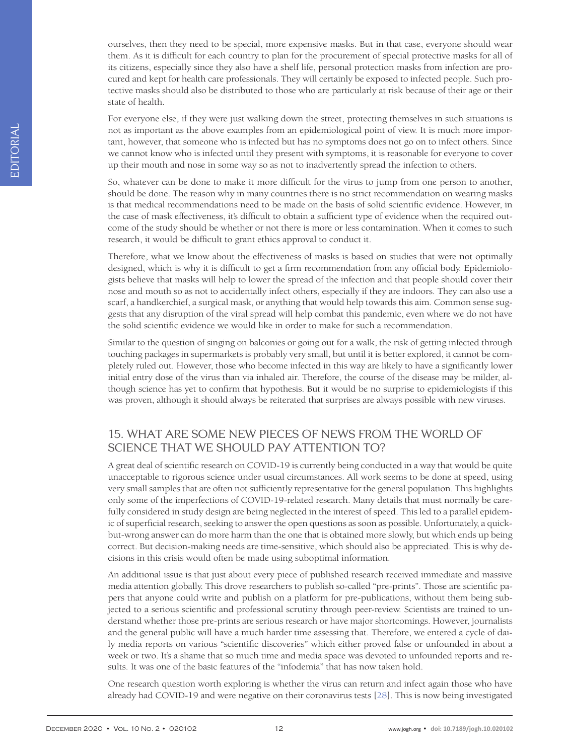ourselves, then they need to be special, more expensive masks. But in that case, everyone should wear them. As it is difficult for each country to plan for the procurement of special protective masks for all of its citizens, especially since they also have a shelf life, personal protection masks from infection are procured and kept for health care professionals. They will certainly be exposed to infected people. Such protective masks should also be distributed to those who are particularly at risk because of their age or their state of health.

For everyone else, if they were just walking down the street, protecting themselves in such situations is not as important as the above examples from an epidemiological point of view. It is much more important, however, that someone who is infected but has no symptoms does not go on to infect others. Since we cannot know who is infected until they present with symptoms, it is reasonable for everyone to cover up their mouth and nose in some way so as not to inadvertently spread the infection to others.

So, whatever can be done to make it more difficult for the virus to jump from one person to another, should be done. The reason why in many countries there is no strict recommendation on wearing masks is that medical recommendations need to be made on the basis of solid scientific evidence. However, in the case of mask effectiveness, it's difficult to obtain a sufficient type of evidence when the required outcome of the study should be whether or not there is more or less contamination. When it comes to such research, it would be difficult to grant ethics approval to conduct it.

Therefore, what we know about the effectiveness of masks is based on studies that were not optimally designed, which is why it is difficult to get a firm recommendation from any official body. Epidemiologists believe that masks will help to lower the spread of the infection and that people should cover their nose and mouth so as not to accidentally infect others, especially if they are indoors. They can also use a scarf, a handkerchief, a surgical mask, or anything that would help towards this aim. Common sense suggests that any disruption of the viral spread will help combat this pandemic, even where we do not have the solid scientific evidence we would like in order to make for such a recommendation.

Similar to the question of singing on balconies or going out for a walk, the risk of getting infected through touching packages in supermarkets is probably very small, but until it is better explored, it cannot be completely ruled out. However, those who become infected in this way are likely to have a significantly lower initial entry dose of the virus than via inhaled air. Therefore, the course of the disease may be milder, although science has yet to confirm that hypothesis. But it would be no surprise to epidemiologists if this was proven, although it should always be reiterated that surprises are always possible with new viruses.

## 15. WHAT ARE SOME NEW PIECES OF NEWS FROM THE WORLD OF SCIENCE THAT WE SHOULD PAY ATTENTION TO?

A great deal of scientific research on COVID-19 is currently being conducted in a way that would be quite unacceptable to rigorous science under usual circumstances. All work seems to be done at speed, using very small samples that are often not sufficiently representative for the general population. This highlights only some of the imperfections of COVID-19-related research. Many details that must normally be carefully considered in study design are being neglected in the interest of speed. This led to a parallel epidemic of superficial research, seeking to answer the open questions as soon as possible. Unfortunately, a quick-but-wrong answer can do more harm than the one that is obtained more slowly, but which ends up being correct. But decision-making needs are time-sensitive, which should also be appreciated. This is why decisions in this crisis would often be made using suboptimal information.

An additional issue is that just about every piece of published research received immediate and massive media attention globally. This drove researchers to publish so-called "pre-prints". Those are scientific papers that anyone could write and publish on a platform for pre-publications, without them being subjected to a serious scientific and professional scrutiny through peer-review. Scientists are trained to understand whether those pre-prints are serious research or have major shortcomings. However, journalists and the general public will have a much harder time assessing that. Therefore, we entered a cycle of daily media reports on various "scientific discoveries" which either proved false or unfounded in about a week or two. It's a shame that so much time and media space was devoted to unfounded reports and results. It was one of the basic features of the "infodemia" that has now taken hold.

One research question worth exploring is whether the virus can return and infect again those who have already had COVID-19 and were negative on their coronavirus tests [28]. This is now being investigated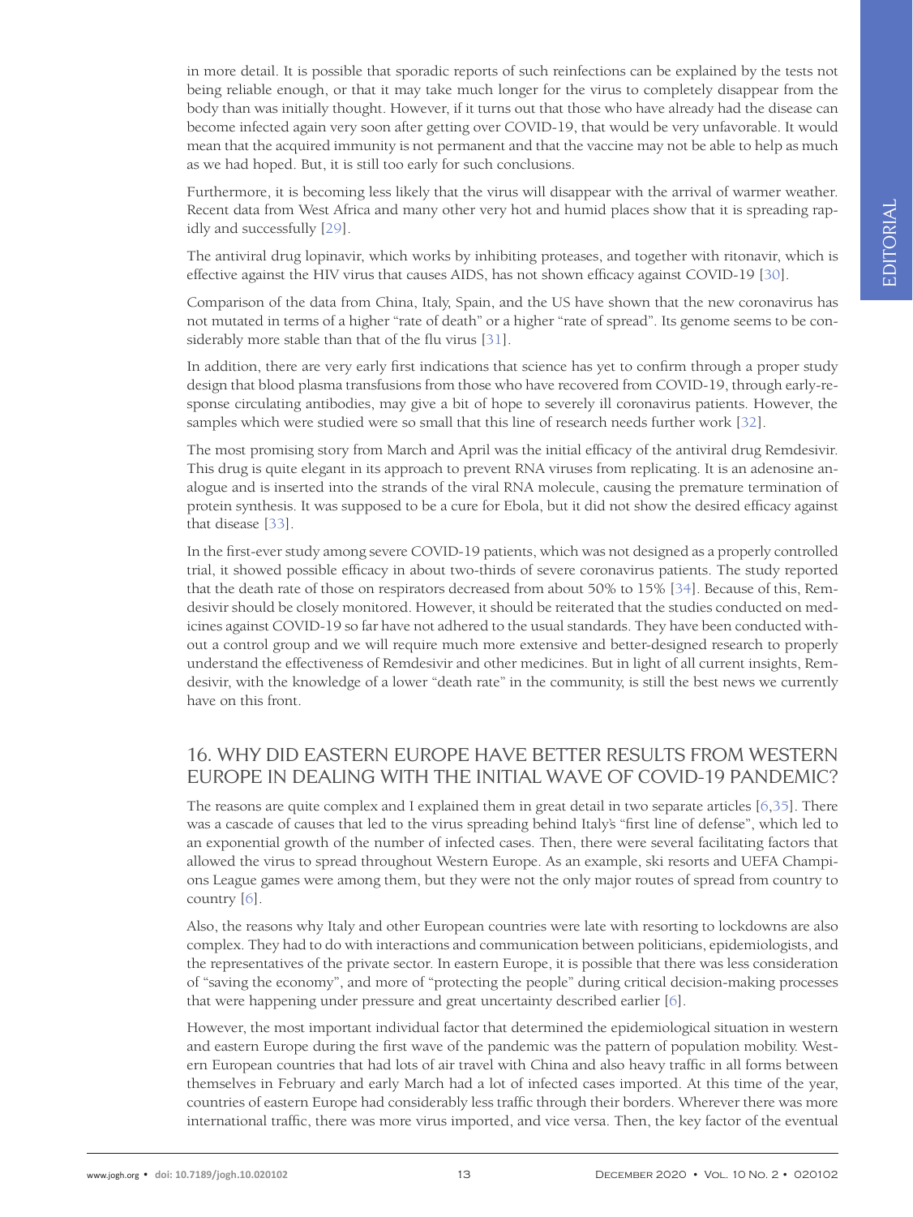in more detail. It is possible that sporadic reports of such reinfections can be explained by the tests not being reliable enough, or that it may take much longer for the virus to completely disappear from the body than was initially thought. However, if it turns out that those who have already had the disease can become infected again very soon after getting over COVID-19, that would be very unfavorable. It would mean that the acquired immunity is not permanent and that the vaccine may not be able to help as much as we had hoped. But, it is still too early for such conclusions.

Furthermore, it is becoming less likely that the virus will disappear with the arrival of warmer weather. Recent data from West Africa and many other very hot and humid places show that it is spreading rapidly and successfully [29].

The antiviral drug lopinavir, which works by inhibiting proteases, and together with ritonavir, which is effective against the HIV virus that causes AIDS, has not shown efficacy against COVID-19 [30].

Comparison of the data from China, Italy, Spain, and the US have shown that the new coronavirus has not mutated in terms of a higher "rate of death" or a higher "rate of spread". Its genome seems to be considerably more stable than that of the flu virus [31].

In addition, there are very early first indications that science has yet to confirm through a proper study design that blood plasma transfusions from those who have recovered from COVID-19, through early-response circulating antibodies, may give a bit of hope to severely ill coronavirus patients. However, the samples which were studied were so small that this line of research needs further work [32].

The most promising story from March and April was the initial efficacy of the antiviral drug Remdesivir. This drug is quite elegant in its approach to prevent RNA viruses from replicating. It is an adenosine analogue and is inserted into the strands of the viral RNA molecule, causing the premature termination of protein synthesis. It was supposed to be a cure for Ebola, but it did not show the desired efficacy against that disease [33].

In the first-ever study among severe COVID-19 patients, which was not designed as a properly controlled trial, it showed possible efficacy in about two-thirds of severe coronavirus patients. The study reported that the death rate of those on respirators decreased from about 50% to 15% [34]. Because of this, Remdesivir should be closely monitored. However, it should be reiterated that the studies conducted on medicines against COVID-19 so far have not adhered to the usual standards. They have been conducted without a control group and we will require much more extensive and better-designed research to properly understand the effectiveness of Remdesivir and other medicines. But in light of all current insights, Remdesivir, with the knowledge of a lower "death rate" in the community, is still the best news we currently have on this front.

## 16. WHY DID EASTERN EUROPE HAVE BETTER RESULTS FROM WESTERN EUROPE IN DEALING WITH THE INITIAL WAVE OF COVID-19 PANDEMIC?

The reasons are quite complex and I explained them in great detail in two separate articles [6,35]. There was a cascade of causes that led to the virus spreading behind Italy's "first line of defense", which led to an exponential growth of the number of infected cases. Then, there were several facilitating factors that allowed the virus to spread throughout Western Europe. As an example, ski resorts and UEFA Champions League games were among them, but they were not the only major routes of spread from country to country [6].

Also, the reasons why Italy and other European countries were late with resorting to lockdowns are also complex. They had to do with interactions and communication between politicians, epidemiologists, and the representatives of the private sector. In eastern Europe, it is possible that there was less consideration of "saving the economy", and more of "protecting the people" during critical decision-making processes that were happening under pressure and great uncertainty described earlier [6].

However, the most important individual factor that determined the epidemiological situation in western and eastern Europe during the first wave of the pandemic was the pattern of population mobility. Western European countries that had lots of air travel with China and also heavy traffic in all forms between themselves in February and early March had a lot of infected cases imported. At this time of the year, countries of eastern Europe had considerably less traffic through their borders. Wherever there was more international traffic, there was more virus imported, and vice versa. Then, the key factor of the eventual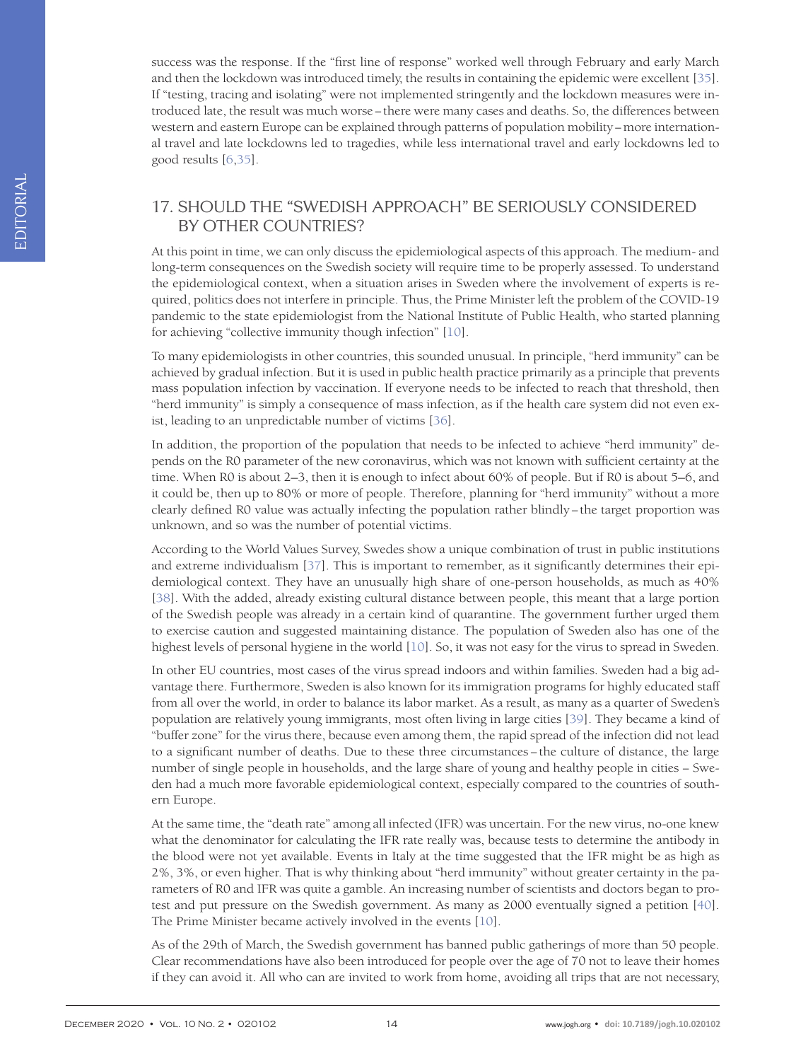success was the response. If the "first line of response" worked well through February and early March and then the lockdown was introduced timely, the results in containing the epidemic were excellent [35]. If "testing, tracing and isolating" were not implemented stringently and the lockdown measures were introduced late, the result was much worse – there were many cases and deaths. So, the differences between western and eastern Europe can be explained through patterns of population mobility – more international travel and late lockdowns led to tragedies, while less international travel and early lockdowns led to good results [6,35].

## 17. SHOULD THE "SWEDISH APPROACH" BE SERIOUSLY CONSIDERED BY OTHER COUNTRIES?

At this point in time, we can only discuss the epidemiological aspects of this approach. The medium- and long-term consequences on the Swedish society will require time to be properly assessed. To understand the epidemiological context, when a situation arises in Sweden where the involvement of experts is required, politics does not interfere in principle. Thus, the Prime Minister left the problem of the COVID-19 pandemic to the state epidemiologist from the National Institute of Public Health, who started planning for achieving "collective immunity though infection" [10].

To many epidemiologists in other countries, this sounded unusual. In principle, "herd immunity" can be achieved by gradual infection. But it is used in public health practice primarily as a principle that prevents mass population infection by vaccination. If everyone needs to be infected to reach that threshold, then "herd immunity" is simply a consequence of mass infection, as if the health care system did not even exist, leading to an unpredictable number of victims [36].

In addition, the proportion of the population that needs to be infected to achieve "herd immunity" depends on the R0 parameter of the new coronavirus, which was not known with sufficient certainty at the time. When R0 is about 2–3, then it is enough to infect about 60% of people. But if R0 is about 5–6, and it could be, then up to 80% or more of people. Therefore, planning for "herd immunity" without a more clearly defined R0 value was actually infecting the population rather blindly – the target proportion was unknown, and so was the number of potential victims.

According to the World Values Survey, Swedes show a unique combination of trust in public institutions and extreme individualism [37]. This is important to remember, as it significantly determines their epidemiological context. They have an unusually high share of one-person households, as much as 40% [38]. With the added, already existing cultural distance between people, this meant that a large portion of the Swedish people was already in a certain kind of quarantine. The government further urged them to exercise caution and suggested maintaining distance. The population of Sweden also has one of the highest levels of personal hygiene in the world [10]. So, it was not easy for the virus to spread in Sweden.

In other EU countries, most cases of the virus spread indoors and within families. Sweden had a big advantage there. Furthermore, Sweden is also known for its immigration programs for highly educated staff from all over the world, in order to balance its labor market. As a result, as many as a quarter of Sweden's population are relatively young immigrants, most often living in large cities [39]. They became a kind of "buffer zone" for the virus there, because even among them, the rapid spread of the infection did not lead to a significant number of deaths. Due to these three circumstances – the culture of distance, the large number of single people in households, and the large share of young and healthy people in cities – Sweden had a much more favorable epidemiological context, especially compared to the countries of southern Europe.

At the same time, the "death rate" among all infected (IFR) was uncertain. For the new virus, no-one knew what the denominator for calculating the IFR rate really was, because tests to determine the antibody in the blood were not yet available. Events in Italy at the time suggested that the IFR might be as high as 2%, 3%, or even higher. That is why thinking about "herd immunity" without greater certainty in the parameters of R0 and IFR was quite a gamble. An increasing number of scientists and doctors began to protest and put pressure on the Swedish government. As many as 2000 eventually signed a petition [40]. The Prime Minister became actively involved in the events [10].

As of the 29th of March, the Swedish government has banned public gatherings of more than 50 people. Clear recommendations have also been introduced for people over the age of 70 not to leave their homes if they can avoid it. All who can are invited to work from home, avoiding all trips that are not necessary,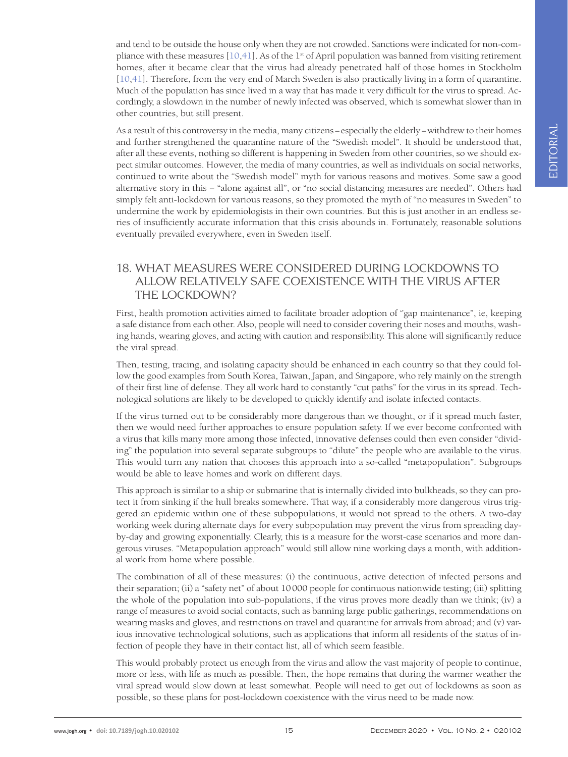and tend to be outside the house only when they are not crowded. Sanctions were indicated for non-compliance with these measures [10,41]. As of the 1st of April population was banned from visiting retirement homes, after it became clear that the virus had already penetrated half of those homes in Stockholm [10,41]. Therefore, from the very end of March Sweden is also practically living in a form of quarantine. Much of the population has since lived in a way that has made it very difficult for the virus to spread. Accordingly, a slowdown in the number of newly infected was observed, which is somewhat slower than in other countries, but still present.

As a result of this controversy in the media, many citizens – especially the elderly – withdrew to their homes and further strengthened the quarantine nature of the "Swedish model". It should be understood that, after all these events, nothing so different is happening in Sweden from other countries, so we should expect similar outcomes. However, the media of many countries, as well as individuals on social networks, continued to write about the "Swedish model" myth for various reasons and motives. Some saw a good alternative story in this – "alone against all", or "no social distancing measures are needed". Others had simply felt anti-lockdown for various reasons, so they promoted the myth of "no measures in Sweden" to undermine the work by epidemiologists in their own countries. But this is just another in an endless series of insufficiently accurate information that this crisis abounds in. Fortunately, reasonable solutions eventually prevailed everywhere, even in Sweden itself.

## 18. WHAT MEASURES WERE CONSIDERED DURING LOCKDOWNS TO ALLOW RELATIVELY SAFE COEXISTENCE WITH THE VIRUS AFTER THE LOCKDOWN?

First, health promotion activities aimed to facilitate broader adoption of "gap maintenance", ie, keeping a safe distance from each other. Also, people will need to consider covering their noses and mouths, washing hands, wearing gloves, and acting with caution and responsibility. This alone will significantly reduce the viral spread.

Then, testing, tracing, and isolating capacity should be enhanced in each country so that they could follow the good examples from South Korea, Taiwan, Japan, and Singapore, who rely mainly on the strength of their first line of defense. They all work hard to constantly "cut paths" for the virus in its spread. Technological solutions are likely to be developed to quickly identify and isolate infected contacts.

If the virus turned out to be considerably more dangerous than we thought, or if it spread much faster, then we would need further approaches to ensure population safety. If we ever become confronted with a virus that kills many more among those infected, innovative defenses could then even consider "dividing" the population into several separate subgroups to "dilute" the people who are available to the virus. This would turn any nation that chooses this approach into a so-called "metapopulation". Subgroups would be able to leave homes and work on different days.

This approach is similar to a ship or submarine that is internally divided into bulkheads, so they can protect it from sinking if the hull breaks somewhere. That way, if a considerably more dangerous virus triggered an epidemic within one of these subpopulations, it would not spread to the others. A two-day working week during alternate days for every subpopulation may prevent the virus from spreading day-by-day and growing exponentially. Clearly, this is a measure for the worst-case scenarios and more dangerous viruses. "Metapopulation approach" would still allow nine working days a month, with additional work from home where possible.

The combination of all of these measures: (i) the continuous, active detection of infected persons and their separation; (ii) a "safety net" of about 10000 people for continuous nationwide testing; (iii) splitting the whole of the population into sub-populations, if the virus proves more deadly than we think; (iv) a range of measures to avoid social contacts, such as banning large public gatherings, recommendations on wearing masks and gloves, and restrictions on travel and quarantine for arrivals from abroad; and (v) various innovative technological solutions, such as applications that inform all residents of the status of infection of people they have in their contact list, all of which seem feasible.

This would probably protect us enough from the virus and allow the vast majority of people to continue, more or less, with life as much as possible. Then, the hope remains that during the warmer weather the viral spread would slow down at least somewhat. People will need to get out of lockdowns as soon as possible, so these plans for post-lockdown coexistence with the virus need to be made now.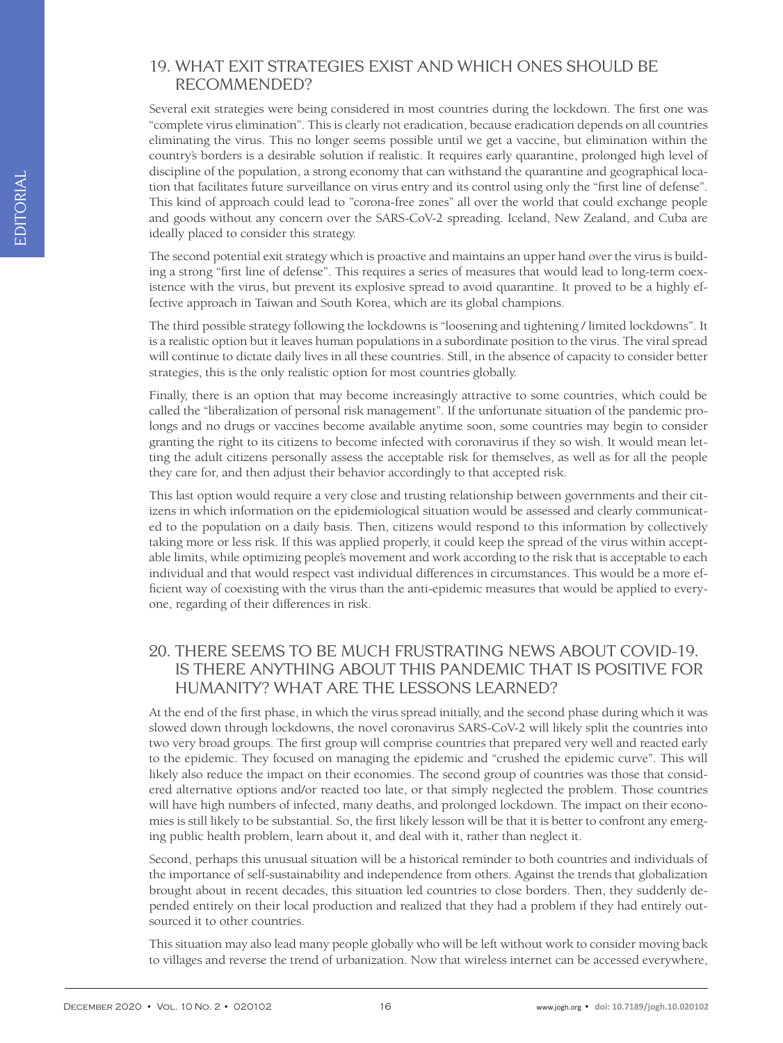## 19. WHAT EXIT STRATEGIES EXIST AND WHICH ONES SHOULD BE RECOMMENDED?

Several exit strategies were being considered in most countries during the lockdown. The first one was "complete virus elimination". This is clearly not eradication, because eradication depends on all countries eliminating the virus. This no longer seems possible until we get a vaccine, but elimination within the country's borders is a desirable solution if realistic. It requires early quarantine, prolonged high level of discipline of the population, a strong economy that can withstand the quarantine and geographical location that facilitates future surveillance on virus entry and its control using only the "first line of defense". This kind of approach could lead to "corona-free zones" all over the world that could exchange people and goods without any concern over the SARS-CoV-2 spreading. Iceland, New Zealand, and Cuba are ideally placed to consider this strategy.

The second potential exit strategy which is proactive and maintains an upper hand over the virus is building a strong "first line of defense". This requires a series of measures that would lead to long-term coexistence with the virus, but prevent its explosive spread to avoid quarantine. It proved to be a highly effective approach in Taiwan and South Korea, which are its global champions.

The third possible strategy following the lockdowns is "loosening and tightening / limited lockdowns". It is a realistic option but it leaves human populations in a subordinate position to the virus. The viral spread will continue to dictate daily lives in all these countries. Still, in the absence of capacity to consider better strategies, this is the only realistic option for most countries globally.

Finally, there is an option that may become increasingly attractive to some countries, which could be called the "liberalization of personal risk management". If the unfortunate situation of the pandemic prolongs and no drugs or vaccines become available anytime soon, some countries may begin to consider granting the right to its citizens to become infected with coronavirus if they so wish. It would mean letting the adult citizens personally assess the acceptable risk for themselves, as well as for all the people they care for, and then adjust their behavior accordingly to that accepted risk.

This last option would require a very close and trusting relationship between governments and their citizens in which information on the epidemiological situation would be assessed and clearly communicated to the population on a daily basis. Then, citizens would respond to this information by collectively taking more or less risk. If this was applied properly, it could keep the spread of the virus within acceptable limits, while optimizing people's movement and work according to the risk that is acceptable to each individual and that would respect vast individual differences in circumstances. This would be a more efficient way of coexisting with the virus than the anti-epidemic measures that would be applied to everyone, regarding of their differences in risk.

## 20. THERE SEEMS TO BE MUCH FRUSTRATING NEWS ABOUT COVID-19. IS THERE ANYTHING ABOUT THIS PANDEMIC THAT IS POSITIVE FOR HUMANITY? WHAT ARE THE LESSONS LEARNED?

At the end of the first phase, in which the virus spread initially, and the second phase during which it was slowed down through lockdowns, the novel coronavirus SARS-CoV-2 will likely split the countries into two very broad groups. The first group will comprise countries that prepared very well and reacted early to the epidemic. They focused on managing the epidemic and "crushed the epidemic curve". This will likely also reduce the impact on their economies. The second group of countries was those that considered alternative options and/or reacted too late, or that simply neglected the problem. Those countries will have high numbers of infected, many deaths, and prolonged lockdown. The impact on their economies is still likely to be substantial. So, the first likely lesson will be that it is better to confront any emerging public health problem, learn about it, and deal with it, rather than neglect it.

Second, perhaps this unusual situation will be a historical reminder to both countries and individuals of the importance of self-sustainability and independence from others. Against the trends that globalization brought about in recent decades, this situation led countries to close borders. Then, they suddenly depended entirely on their local production and realized that they had a problem if they had entirely outsourced it to other countries.

This situation may also lead many people globally who will be left without work to consider moving back to villages and reverse the trend of urbanization. Now that wireless internet can be accessed everywhere,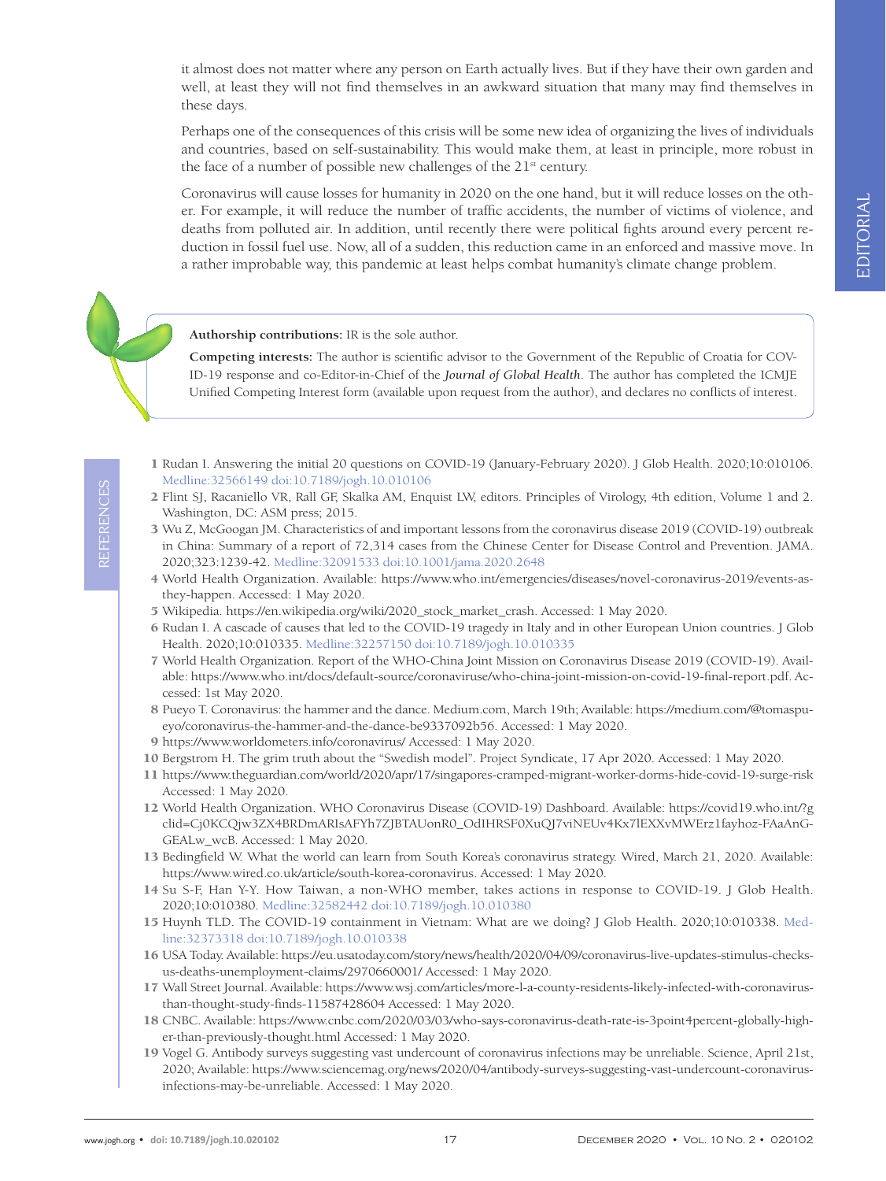it almost does not matter where any person on Earth actually lives. But if they have their own garden and well, at least they will not find themselves in an awkward situation that many may find themselves in these days.

Perhaps one of the consequences of this crisis will be some new idea of organizing the lives of individuals and countries, based on self-sustainability. This would make them, at least in principle, more robust in the face of a number of possible new challenges of the 21st century.

Coronavirus will cause losses for humanity in 2020 on the one hand, but it will reduce losses on the other. For example, it will reduce the number of traffic accidents, the number of victims of violence, and deaths from polluted air. In addition, until recently there were political fights around every percent reduction in fossil fuel use. Now, all of a sudden, this reduction came in an enforced and massive move. In a rather improbable way, this pandemic at least helps combat humanity's climate change problem.

**Authorship contributions:** IR is the sole author.

**Competing interests:** The author is scientific advisor to the Government of the Republic of Croatia for COVID-19 response and co-Editor-in-Chief of the ***Journal of Global Health***. The author has completed the ICMJE Unified Competing Interest form (available upon request from the author), and declares no conflicts of interest.

## REFERENCES

1. Rudan I. Answering the initial 20 questions on COVID-19 (January-February 2020). J Glob Health. 2020;10:010106. Medline:32566149 doi:10.7189/jogh.10.010106
2. Flint SJ, Racaniello VR, Rall GF, Skalka AM, Enquist LW, editors. Principles of Virology, 4th edition, Volume 1 and 2. Washington, DC: ASM press; 2015.
3. Wu Z, McGoogan JM. Characteristics of and important lessons from the coronavirus disease 2019 (COVID-19) outbreak in China: Summary of a report of 72,314 cases from the Chinese Center for Disease Control and Prevention. JAMA. 2020;323:1239-42. Medline:32091533 doi:10.1001/jama.2020.2648
4. World Health Organization. Available: https://www.who.int/emergencies/diseases/novel-coronavirus-2019/events-as-they-happen. Accessed: 1 May 2020.
5. Wikipedia. https://en.wikipedia.org/wiki/2020_stock_market_crash. Accessed: 1 May 2020.
6. Rudan I. A cascade of causes that led to the COVID-19 tragedy in Italy and in other European Union countries. J Glob Health. 2020;10:010335. Medline:32257150 doi:10.7189/jogh.10.010335
7. World Health Organization. Report of the WHO-China Joint Mission on Coronavirus Disease 2019 (COVID-19). Available: https://www.who.int/docs/default-source/coronaviruse/who-china-joint-mission-on-covid-19-final-report.pdf. Accessed: 1st May 2020.
8. Pueyo T. Coronavirus: the hammer and the dance. Medium.com, March 19th; Available: https://medium.com/@tomaspueyo/coronavirus-the-hammer-and-the-dance-be9337092b56. Accessed: 1 May 2020.
9. https://www.worldometers.info/coronavirus/ Accessed: 1 May 2020.
10. Bergstrom H. The grim truth about the "Swedish model". Project Syndicate, 17 Apr 2020. Accessed: 1 May 2020.
11. https://www.theguardian.com/world/2020/apr/17/singapores-cramped-migrant-worker-dorms-hide-covid-19-surge-risk Accessed: 1 May 2020.
12. World Health Organization. WHO Coronavirus Disease (COVID-19) Dashboard. Available: https://covid19.who.int/?gclid=Cj0KCQjw3ZX4BRDmARIsAFYh7ZJBTAUonR0_OdIHRSF0XuQJ7viNEUv4Kx7lEXXvMWErz1fayhoz-FAaAnGGEALw_wcB. Accessed: 1 May 2020.
13. Bedingfield W. What the world can learn from South Korea's coronavirus strategy. Wired, March 21, 2020. Available: https://www.wired.co.uk/article/south-korea-coronavirus. Accessed: 1 May 2020.
14. Su S-F, Han Y-Y. How Taiwan, a non-WHO member, takes actions in response to COVID-19. J Glob Health. 2020;10:010380. Medline:32582442 doi:10.7189/jogh.10.010380
15. Huynh TLD. The COVID-19 containment in Vietnam: What are we doing? J Glob Health. 2020;10:010338. Medline:32373318 doi:10.7189/jogh.10.010338
16. USA Today. Available: https://eu.usatoday.com/story/news/health/2020/04/09/coronavirus-live-updates-stimulus-checks-us-deaths-unemployment-claims/2970660001/ Accessed: 1 May 2020.
17. Wall Street Journal. Available: https://www.wsj.com/articles/more-l-a-county-residents-likely-infected-with-coronavirus-than-thought-study-finds-11587428604 Accessed: 1 May 2020.
18. CNBC. Available: https://www.cnbc.com/2020/03/03/who-says-coronavirus-death-rate-is-3point4percent-globally-higher-than-previously-thought.html Accessed: 1 May 2020.
19. Vogel G. Antibody surveys suggesting vast undercount of coronavirus infections may be unreliable. Science, April 21st, 2020; Available: https://www.sciencemag.org/news/2020/04/antibody-surveys-suggesting-vast-undercount-coronavirus-infections-may-be-unreliable. Accessed: 1 May 2020.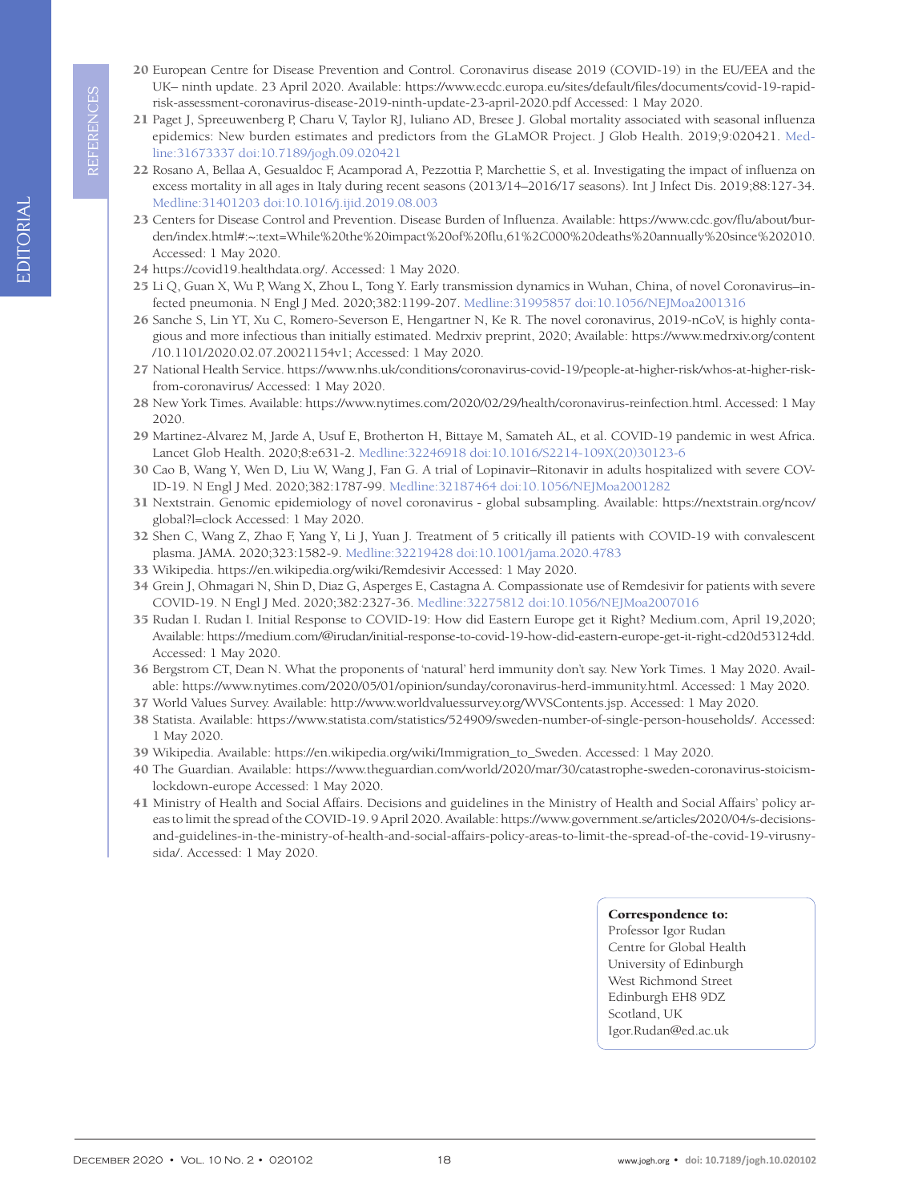20 European Centre for Disease Prevention and Control. Coronavirus disease 2019 (COVID-19) in the EU/EEA and the UK– ninth update. 23 April 2020. Available: https://www.ecdc.europa.eu/sites/default/files/documents/covid-19-rapid-risk-assessment-coronavirus-disease-2019-ninth-update-23-april-2020.pdf Accessed: 1 May 2020.

21 Paget J, Spreeuwenberg P, Charu V, Taylor RJ, Iuliano AD, Bresee J. Global mortality associated with seasonal influenza epidemics: New burden estimates and predictors from the GLaMOR Project. J Glob Health. 2019;9:020421. Medline:31673337 doi:10.7189/jogh.09.020421

22 Rosano A, Bellaa A, Gesualdoc F, Acamporad A, Pezzottia P, Marchettie S, et al. Investigating the impact of influenza on excess mortality in all ages in Italy during recent seasons (2013/14–2016/17 seasons). Int J Infect Dis. 2019;88:127-34. Medline:31401203 doi:10.1016/j.ijid.2019.08.003

23 Centers for Disease Control and Prevention. Disease Burden of Influenza. Available: https://www.cdc.gov/flu/about/burden/index.html#:~:text=While%20the%20impact%20of%20flu,61%2C000%20deaths%20annually%20since%202010. Accessed: 1 May 2020.

24 https://covid19.healthdata.org/. Accessed: 1 May 2020.

25 Li Q, Guan X, Wu P, Wang X, Zhou L, Tong Y. Early transmission dynamics in Wuhan, China, of novel Coronavirus–infected pneumonia. N Engl J Med. 2020;382:1199-207. Medline:31995857 doi:10.1056/NEJMoa2001316

26 Sanche S, Lin YT, Xu C, Romero-Severson E, Hengartner N, Ke R. The novel coronavirus, 2019-nCoV, is highly contagious and more infectious than initially estimated. Medrxiv preprint, 2020; Available: https://www.medrxiv.org/content/10.1101/2020.02.07.20021154v1; Accessed: 1 May 2020.

27 National Health Service. https://www.nhs.uk/conditions/coronavirus-covid-19/people-at-higher-risk/whos-at-higher-risk-from-coronavirus/ Accessed: 1 May 2020.

28 New York Times. Available: https://www.nytimes.com/2020/02/29/health/coronavirus-reinfection.html. Accessed: 1 May 2020.

29 Martinez-Alvarez M, Jarde A, Usuf E, Brotherton H, Bittaye M, Samateh AL, et al. COVID-19 pandemic in west Africa. Lancet Glob Health. 2020;8:e631-2. Medline:32246918 doi:10.1016/S2214-109X(20)30123-6

30 Cao B, Wang Y, Wen D, Liu W, Wang J, Fan G. A trial of Lopinavir–Ritonavir in adults hospitalized with severe COVID-19. N Engl J Med. 2020;382:1787-99. Medline:32187464 doi:10.1056/NEJMoa2001282

31 Nextstrain. Genomic epidemiology of novel coronavirus - global subsampling. Available: https://nextstrain.org/ncov/global?l=clock Accessed: 1 May 2020.

32 Shen C, Wang Z, Zhao F, Yang Y, Li J, Yuan J. Treatment of 5 critically ill patients with COVID-19 with convalescent plasma. JAMA. 2020;323:1582-9. Medline:32219428 doi:10.1001/jama.2020.4783

33 Wikipedia. https://en.wikipedia.org/wiki/Remdesivir Accessed: 1 May 2020.

34 Grein J, Ohmagari N, Shin D, Diaz G, Asperges E, Castagna A. Compassionate use of Remdesivir for patients with severe COVID-19. N Engl J Med. 2020;382:2327-36. Medline:32275812 doi:10.1056/NEJMoa2007016

35 Rudan I. Rudan I. Initial Response to COVID-19: How did Eastern Europe get it Right? Medium.com, April 19,2020; Available: https://medium.com/@irudan/initial-response-to-covid-19-how-did-eastern-europe-get-it-right-cd20d53124dd. Accessed: 1 May 2020.

36 Bergstrom CT, Dean N. What the proponents of 'natural' herd immunity don't say. New York Times. 1 May 2020. Available: https://www.nytimes.com/2020/05/01/opinion/sunday/coronavirus-herd-immunity.html. Accessed: 1 May 2020.

37 World Values Survey. Available: http://www.worldvaluessurvey.org/WVSContents.jsp. Accessed: 1 May 2020.

38 Statista. Available: https://www.statista.com/statistics/524909/sweden-number-of-single-person-households/. Accessed: 1 May 2020.

39 Wikipedia. Available: https://en.wikipedia.org/wiki/Immigration_to_Sweden. Accessed: 1 May 2020.

40 The Guardian. Available: https://www.theguardian.com/world/2020/mar/30/catastrophe-sweden-coronavirus-stoicism-lockdown-europe Accessed: 1 May 2020.

41 Ministry of Health and Social Affairs. Decisions and guidelines in the Ministry of Health and Social Affairs' policy areas to limit the spread of the COVID-19. 9 April 2020. Available: https://www.government.se/articles/2020/04/s-decisions-and-guidelines-in-the-ministry-of-health-and-social-affairs-policy-areas-to-limit-the-spread-of-the-covid-19-virusnysida/. Accessed: 1 May 2020.

**Correspondence to:**
Professor Igor Rudan
Centre for Global Health
University of Edinburgh
West Richmond Street
Edinburgh EH8 9DZ
Scotland, UK
Igor.Rudan@ed.ac.uk